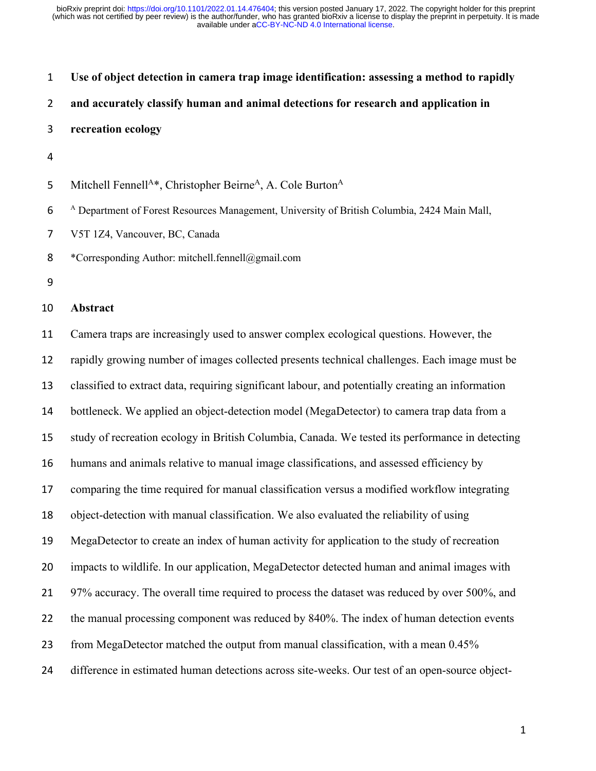# Use of object detection in camera trap image identification: assessing a method to rapidly and accurately classify human and animal detections for research and application in recreation ecology

Mitchell Fennell[A]*, Christopher Beirne[A], A. Cole Burton[A]

[A] Department of Forest Resources Management, University of British Columbia, 2424 Main Mall, V5T 1Z4, Vancouver, BC, Canada

*Corresponding Author: mitchell.fennell@gmail.com

## Abstract

Camera traps are increasingly used to answer complex ecological questions. However, the rapidly growing number of images collected presents technical challenges. Each image must be classified to extract data, requiring significant labour, and potentially creating an information bottleneck. We applied an object-detection model (MegaDetector) to camera trap data from a study of recreation ecology in British Columbia, Canada. We tested its performance in detecting humans and animals relative to manual image classifications, and assessed efficiency by comparing the time required for manual classification versus a modified workflow integrating object-detection with manual classification. We also evaluated the reliability of using MegaDetector to create an index of human activity for application to the study of recreation impacts to wildlife. In our application, MegaDetector detected human and animal images with 97% accuracy. The overall time required to process the dataset was reduced by over 500%, and the manual processing component was reduced by 840%. The index of human detection events from MegaDetector matched the output from manual classification, with a mean 0.45% difference in estimated human detections across site-weeks. Our test of an open-source object-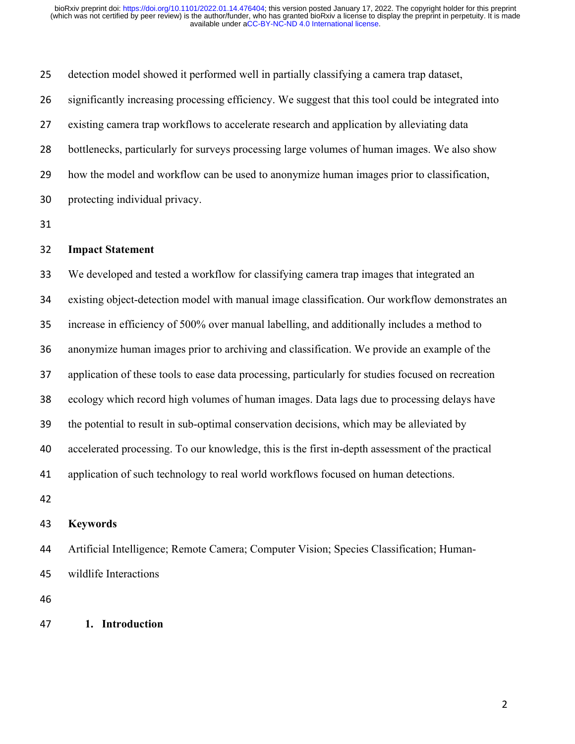detection model showed it performed well in partially classifying a camera trap dataset, significantly increasing processing efficiency. We suggest that this tool could be integrated into existing camera trap workflows to accelerate research and application by alleviating data bottlenecks, particularly for surveys processing large volumes of human images. We also show how the model and workflow can be used to anonymize human images prior to classification, protecting individual privacy.

## Impact Statement

We developed and tested a workflow for classifying camera trap images that integrated an existing object-detection model with manual image classification. Our workflow demonstrates an increase in efficiency of 500% over manual labelling, and additionally includes a method to anonymize human images prior to archiving and classification. We provide an example of the application of these tools to ease data processing, particularly for studies focused on recreation ecology which record high volumes of human images. Data lags due to processing delays have the potential to result in sub-optimal conservation decisions, which may be alleviated by accelerated processing. To our knowledge, this is the first in-depth assessment of the practical application of such technology to real world workflows focused on human detections.

## Keywords

Artificial Intelligence; Remote Camera; Computer Vision; Species Classification; Human-wildlife Interactions

## 1. Introduction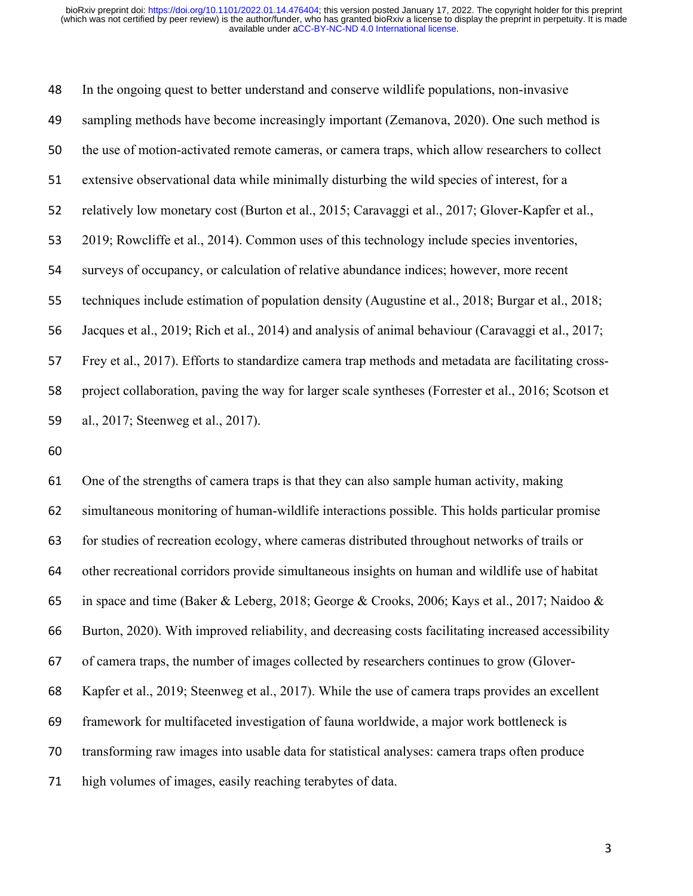In the ongoing quest to better understand and conserve wildlife populations, non-invasive sampling methods have become increasingly important (Zemanova, 2020). One such method is the use of motion-activated remote cameras, or camera traps, which allow researchers to collect extensive observational data while minimally disturbing the wild species of interest, for a relatively low monetary cost (Burton et al., 2015; Caravaggi et al., 2017; Glover-Kapfer et al., 2019; Rowcliffe et al., 2014). Common uses of this technology include species inventories, surveys of occupancy, or calculation of relative abundance indices; however, more recent techniques include estimation of population density (Augustine et al., 2018; Burgar et al., 2018; Jacques et al., 2019; Rich et al., 2014) and analysis of animal behaviour (Caravaggi et al., 2017; Frey et al., 2017). Efforts to standardize camera trap methods and metadata are facilitating cross-project collaboration, paving the way for larger scale syntheses (Forrester et al., 2016; Scotson et al., 2017; Steenweg et al., 2017).

One of the strengths of camera traps is that they can also sample human activity, making simultaneous monitoring of human-wildlife interactions possible. This holds particular promise for studies of recreation ecology, where cameras distributed throughout networks of trails or other recreational corridors provide simultaneous insights on human and wildlife use of habitat in space and time (Baker & Leberg, 2018; George & Crooks, 2006; Kays et al., 2017; Naidoo & Burton, 2020). With improved reliability, and decreasing costs facilitating increased accessibility of camera traps, the number of images collected by researchers continues to grow (Glover-Kapfer et al., 2019; Steenweg et al., 2017). While the use of camera traps provides an excellent framework for multifaceted investigation of fauna worldwide, a major work bottleneck is transforming raw images into usable data for statistical analyses: camera traps often produce high volumes of images, easily reaching terabytes of data.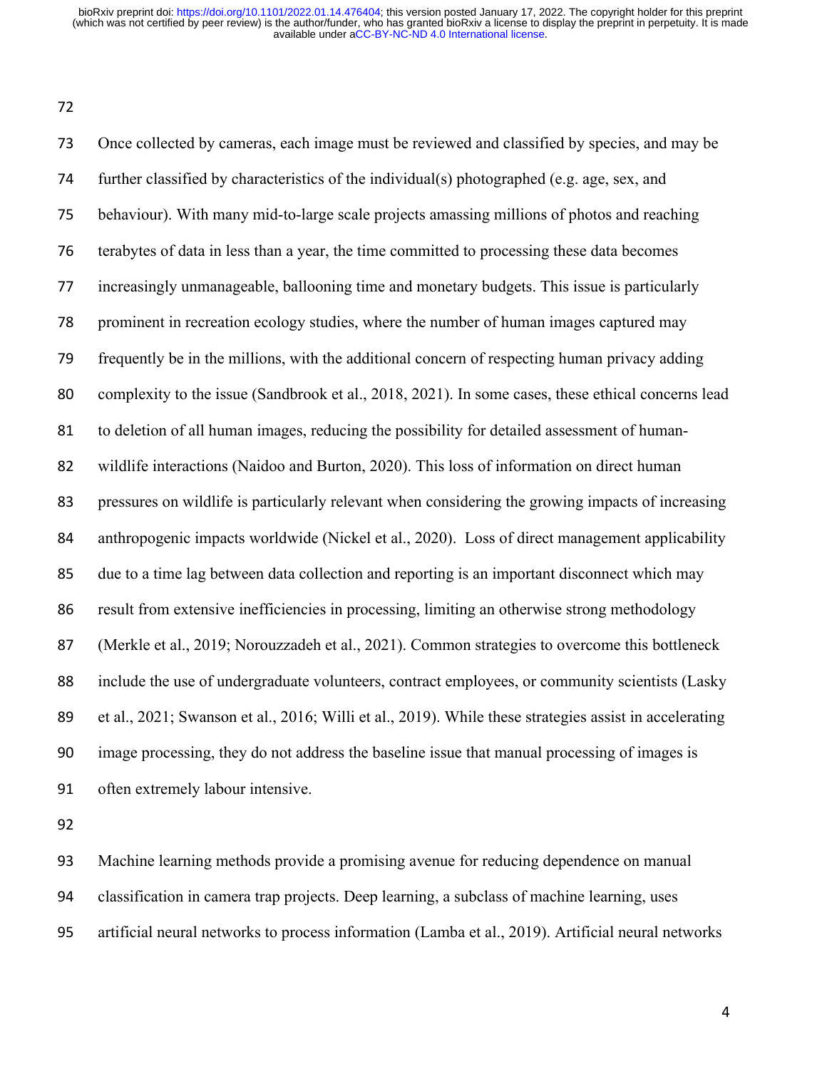Once collected by cameras, each image must be reviewed and classified by species, and may be further classified by characteristics of the individual(s) photographed (e.g. age, sex, and behaviour). With many mid-to-large scale projects amassing millions of photos and reaching terabytes of data in less than a year, the time committed to processing these data becomes increasingly unmanageable, ballooning time and monetary budgets. This issue is particularly prominent in recreation ecology studies, where the number of human images captured may frequently be in the millions, with the additional concern of respecting human privacy adding complexity to the issue (Sandbrook et al., 2018, 2021). In some cases, these ethical concerns lead to deletion of all human images, reducing the possibility for detailed assessment of human-wildlife interactions (Naidoo and Burton, 2020). This loss of information on direct human pressures on wildlife is particularly relevant when considering the growing impacts of increasing anthropogenic impacts worldwide (Nickel et al., 2020). Loss of direct management applicability due to a time lag between data collection and reporting is an important disconnect which may result from extensive inefficiencies in processing, limiting an otherwise strong methodology (Merkle et al., 2019; Norouzzadeh et al., 2021). Common strategies to overcome this bottleneck include the use of undergraduate volunteers, contract employees, or community scientists (Lasky et al., 2021; Swanson et al., 2016; Willi et al., 2019). While these strategies assist in accelerating image processing, they do not address the baseline issue that manual processing of images is often extremely labour intensive.

Machine learning methods provide a promising avenue for reducing dependence on manual classification in camera trap projects. Deep learning, a subclass of machine learning, uses artificial neural networks to process information (Lamba et al., 2019). Artificial neural networks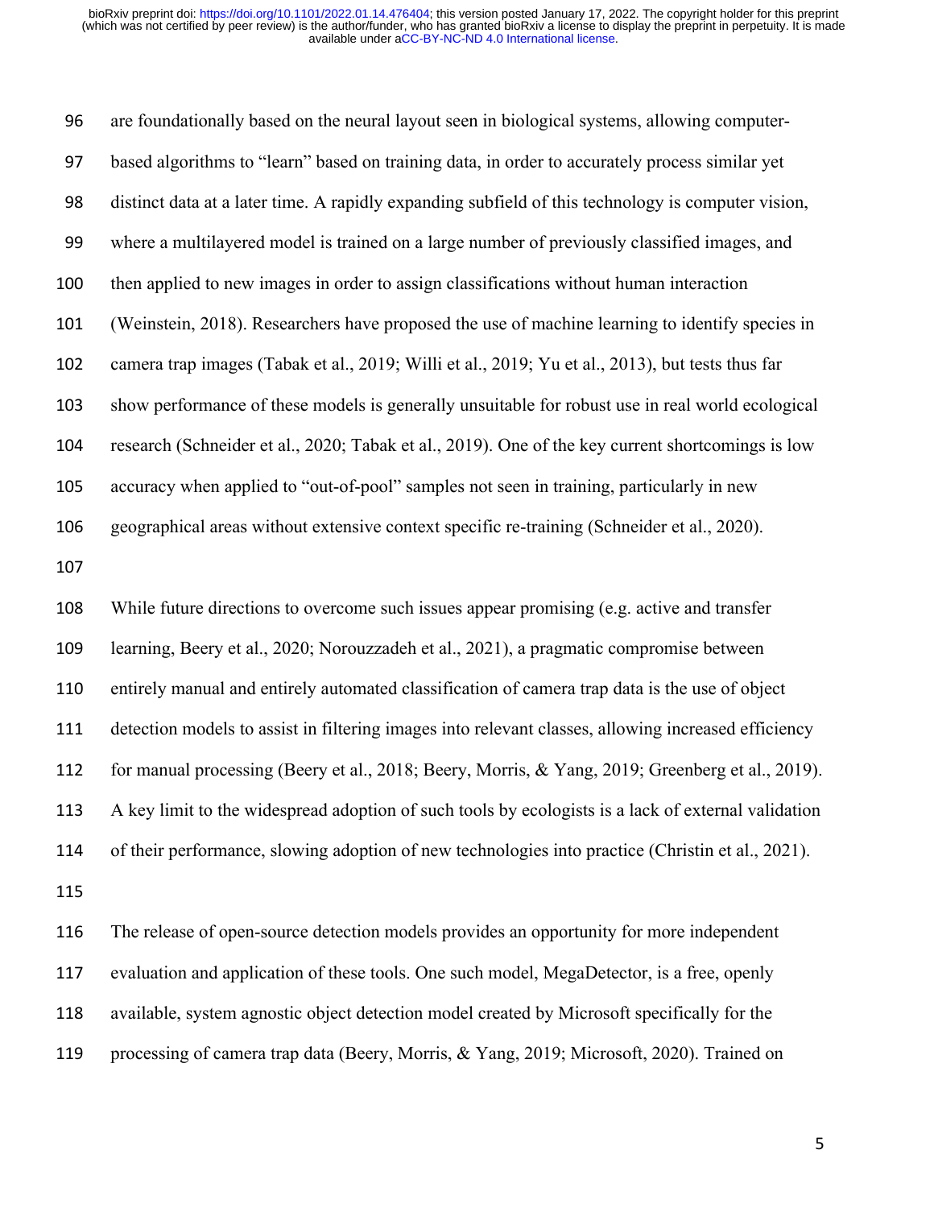are foundationally based on the neural layout seen in biological systems, allowing computer-based algorithms to "learn" based on training data, in order to accurately process similar yet distinct data at a later time. A rapidly expanding subfield of this technology is computer vision, where a multilayered model is trained on a large number of previously classified images, and then applied to new images in order to assign classifications without human interaction (Weinstein, 2018). Researchers have proposed the use of machine learning to identify species in camera trap images (Tabak et al., 2019; Willi et al., 2019; Yu et al., 2013), but tests thus far show performance of these models is generally unsuitable for robust use in real world ecological research (Schneider et al., 2020; Tabak et al., 2019). One of the key current shortcomings is low accuracy when applied to "out-of-pool" samples not seen in training, particularly in new geographical areas without extensive context specific re-training (Schneider et al., 2020).

While future directions to overcome such issues appear promising (e.g. active and transfer learning, Beery et al., 2020; Norouzzadeh et al., 2021), a pragmatic compromise between entirely manual and entirely automated classification of camera trap data is the use of object detection models to assist in filtering images into relevant classes, allowing increased efficiency for manual processing (Beery et al., 2018; Beery, Morris, & Yang, 2019; Greenberg et al., 2019). A key limit to the widespread adoption of such tools by ecologists is a lack of external validation of their performance, slowing adoption of new technologies into practice (Christin et al., 2021).

The release of open-source detection models provides an opportunity for more independent evaluation and application of these tools. One such model, MegaDetector, is a free, openly available, system agnostic object detection model created by Microsoft specifically for the processing of camera trap data (Beery, Morris, & Yang, 2019; Microsoft, 2020). Trained on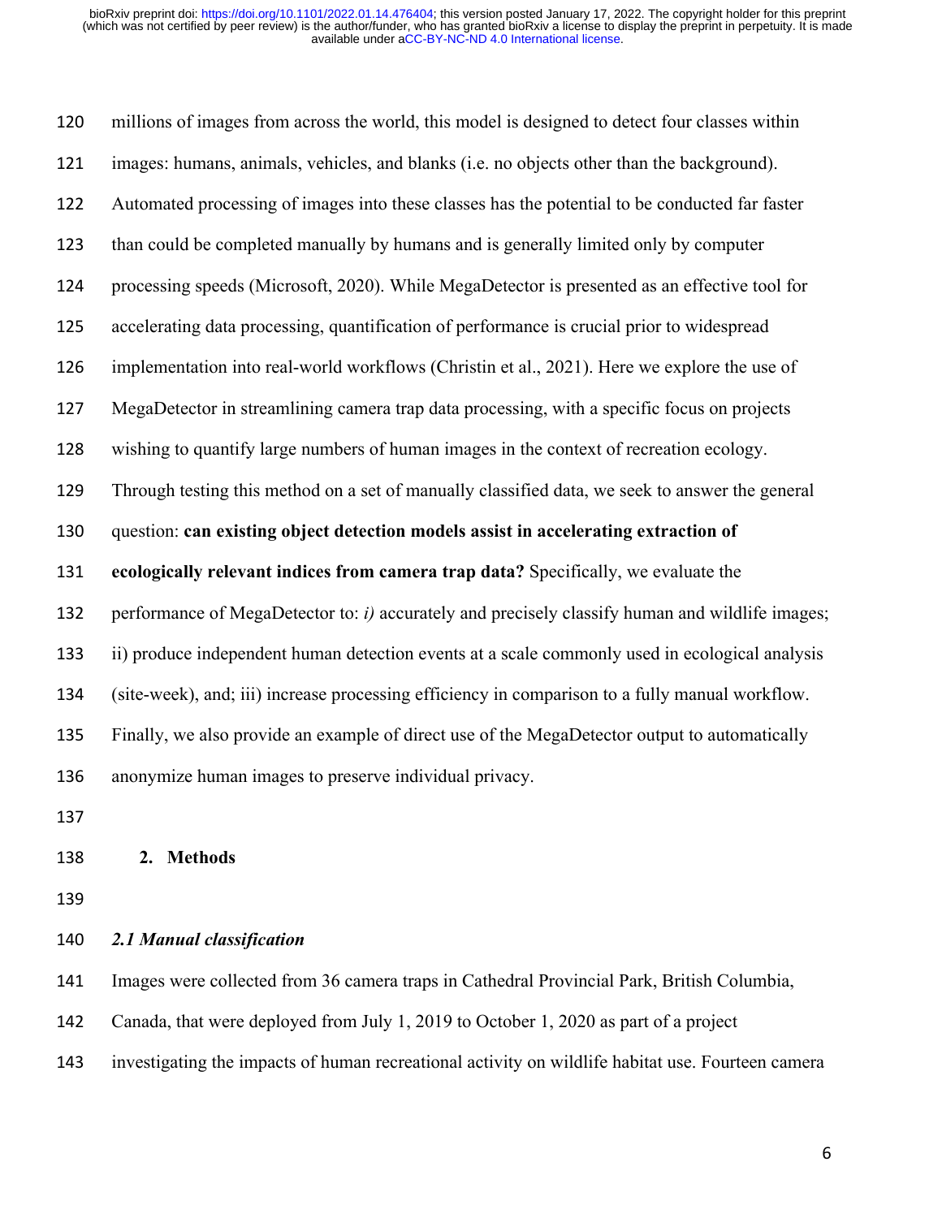millions of images from across the world, this model is designed to detect four classes within images: humans, animals, vehicles, and blanks (i.e. no objects other than the background). Automated processing of images into these classes has the potential to be conducted far faster than could be completed manually by humans and is generally limited only by computer processing speeds (Microsoft, 2020). While MegaDetector is presented as an effective tool for accelerating data processing, quantification of performance is crucial prior to widespread implementation into real-world workflows (Christin et al., 2021). Here we explore the use of MegaDetector in streamlining camera trap data processing, with a specific focus on projects wishing to quantify large numbers of human images in the context of recreation ecology. Through testing this method on a set of manually classified data, we seek to answer the general question: **can existing object detection models assist in accelerating extraction of ecologically relevant indices from camera trap data?** Specifically, we evaluate the performance of MegaDetector to: *i)* accurately and precisely classify human and wildlife images; ii) produce independent human detection events at a scale commonly used in ecological analysis (site-week), and; iii) increase processing efficiency in comparison to a fully manual workflow. Finally, we also provide an example of direct use of the MegaDetector output to automatically anonymize human images to preserve individual privacy.

## 2. Methods

### *2.1 Manual classification*

Images were collected from 36 camera traps in Cathedral Provincial Park, British Columbia, Canada, that were deployed from July 1, 2019 to October 1, 2020 as part of a project investigating the impacts of human recreational activity on wildlife habitat use. Fourteen camera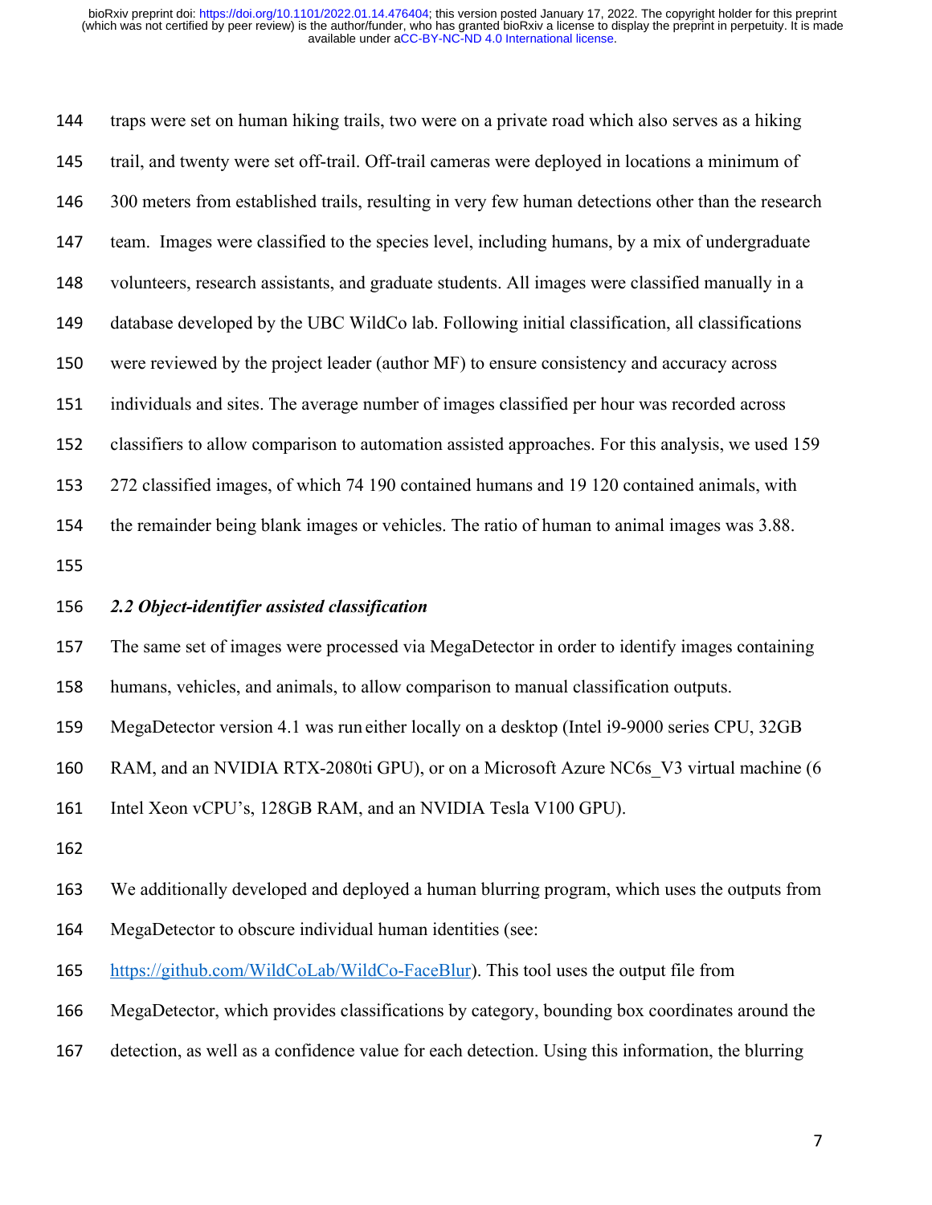traps were set on human hiking trails, two were on a private road which also serves as a hiking trail, and twenty were set off-trail. Off-trail cameras were deployed in locations a minimum of 300 meters from established trails, resulting in very few human detections other than the research team. Images were classified to the species level, including humans, by a mix of undergraduate volunteers, research assistants, and graduate students. All images were classified manually in a database developed by the UBC WildCo lab. Following initial classification, all classifications were reviewed by the project leader (author MF) to ensure consistency and accuracy across individuals and sites. The average number of images classified per hour was recorded across classifiers to allow comparison to automation assisted approaches. For this analysis, we used 159 272 classified images, of which 74 190 contained humans and 19 120 contained animals, with the remainder being blank images or vehicles. The ratio of human to animal images was 3.88.

### *2.2 Object-identifier assisted classification*

The same set of images were processed via MegaDetector in order to identify images containing humans, vehicles, and animals, to allow comparison to manual classification outputs. MegaDetector version 4.1 was run either locally on a desktop (Intel i9-9000 series CPU, 32GB RAM, and an NVIDIA RTX-2080ti GPU), or on a Microsoft Azure NC6s_V3 virtual machine (6 Intel Xeon vCPU's, 128GB RAM, and an NVIDIA Tesla V100 GPU).

We additionally developed and deployed a human blurring program, which uses the outputs from MegaDetector to obscure individual human identities (see: https://github.com/WildCoLab/WildCo-FaceBlur). This tool uses the output file from MegaDetector, which provides classifications by category, bounding box coordinates around the detection, as well as a confidence value for each detection. Using this information, the blurring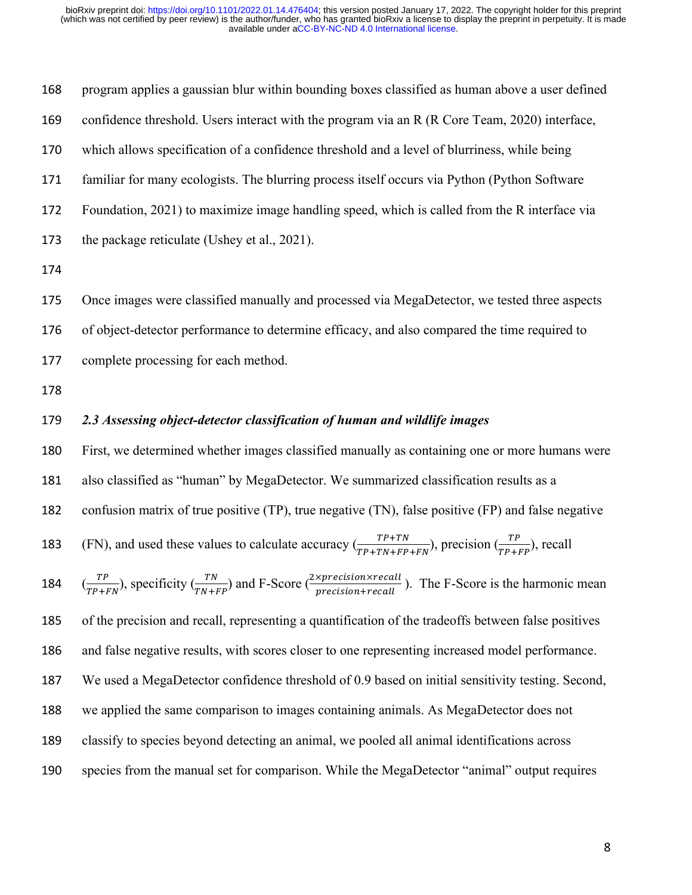program applies a gaussian blur within bounding boxes classified as human above a user defined confidence threshold. Users interact with the program via an R (R Core Team, 2020) interface, which allows specification of a confidence threshold and a level of blurriness, while being familiar for many ecologists. The blurring process itself occurs via Python (Python Software Foundation, 2021) to maximize image handling speed, which is called from the R interface via the package reticulate (Ushey et al., 2021).

Once images were classified manually and processed via MegaDetector, we tested three aspects of object-detector performance to determine efficacy, and also compared the time required to complete processing for each method.

### *2.3 Assessing object-detector classification of human and wildlife images*

First, we determined whether images classified manually as containing one or more humans were also classified as "human" by MegaDetector. We summarized classification results as a confusion matrix of true positive (TP), true negative (TN), false positive (FP) and false negative (FN), and used these values to calculate accuracy ($\frac{TP+TN}{TP+TN+FP+FN}$), precision ($\frac{TP}{TP+FP}$), recall ($\frac{TP}{TP+FN}$), specificity ($\frac{TN}{TN+FP}$) and F-Score ($\frac{2\times precision\times recall}{precision+recall}$). The F-Score is the harmonic mean of the precision and recall, representing a quantification of the tradeoffs between false positives and false negative results, with scores closer to one representing increased model performance. We used a MegaDetector confidence threshold of 0.9 based on initial sensitivity testing. Second, we applied the same comparison to images containing animals. As MegaDetector does not classify to species beyond detecting an animal, we pooled all animal identifications across species from the manual set for comparison. While the MegaDetector "animal" output requires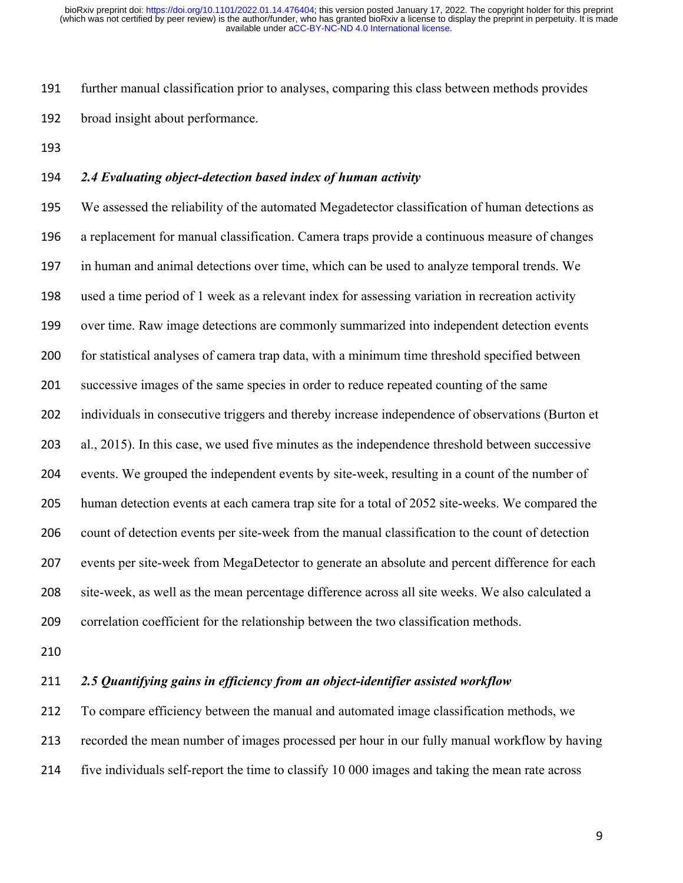further manual classification prior to analyses, comparing this class between methods provides broad insight about performance.

### *2.4 Evaluating object-detection based index of human activity*

We assessed the reliability of the automated Megadetector classification of human detections as a replacement for manual classification. Camera traps provide a continuous measure of changes in human and animal detections over time, which can be used to analyze temporal trends. We used a time period of 1 week as a relevant index for assessing variation in recreation activity over time. Raw image detections are commonly summarized into independent detection events for statistical analyses of camera trap data, with a minimum time threshold specified between successive images of the same species in order to reduce repeated counting of the same individuals in consecutive triggers and thereby increase independence of observations (Burton et al., 2015). In this case, we used five minutes as the independence threshold between successive events. We grouped the independent events by site-week, resulting in a count of the number of human detection events at each camera trap site for a total of 2052 site-weeks. We compared the count of detection events per site-week from the manual classification to the count of detection events per site-week from MegaDetector to generate an absolute and percent difference for each site-week, as well as the mean percentage difference across all site weeks. We also calculated a correlation coefficient for the relationship between the two classification methods.

### *2.5 Quantifying gains in efficiency from an object-identifier assisted workflow*

To compare efficiency between the manual and automated image classification methods, we recorded the mean number of images processed per hour in our fully manual workflow by having five individuals self-report the time to classify 10 000 images and taking the mean rate across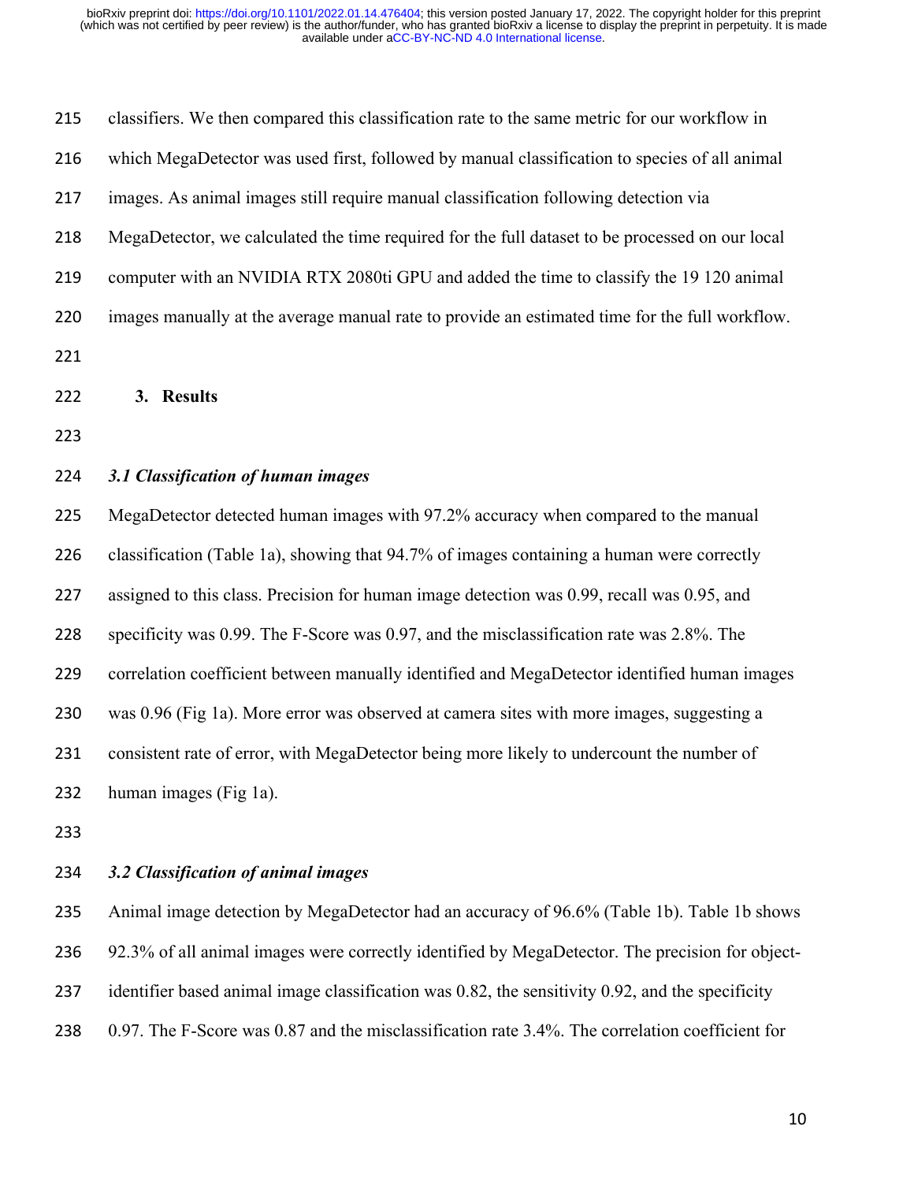classifiers. We then compared this classification rate to the same metric for our workflow in which MegaDetector was used first, followed by manual classification to species of all animal images. As animal images still require manual classification following detection via MegaDetector, we calculated the time required for the full dataset to be processed on our local computer with an NVIDIA RTX 2080ti GPU and added the time to classify the 19 120 animal images manually at the average manual rate to provide an estimated time for the full workflow.

## 3. Results

### *3.1 Classification of human images*

MegaDetector detected human images with 97.2% accuracy when compared to the manual classification (Table 1a), showing that 94.7% of images containing a human were correctly assigned to this class. Precision for human image detection was 0.99, recall was 0.95, and specificity was 0.99. The F-Score was 0.97, and the misclassification rate was 2.8%. The correlation coefficient between manually identified and MegaDetector identified human images was 0.96 (Fig 1a). More error was observed at camera sites with more images, suggesting a consistent rate of error, with MegaDetector being more likely to undercount the number of human images (Fig 1a).

### *3.2 Classification of animal images*

Animal image detection by MegaDetector had an accuracy of 96.6% (Table 1b). Table 1b shows 92.3% of all animal images were correctly identified by MegaDetector. The precision for object-identifier based animal image classification was 0.82, the sensitivity 0.92, and the specificity 0.97. The F-Score was 0.87 and the misclassification rate 3.4%. The correlation coefficient for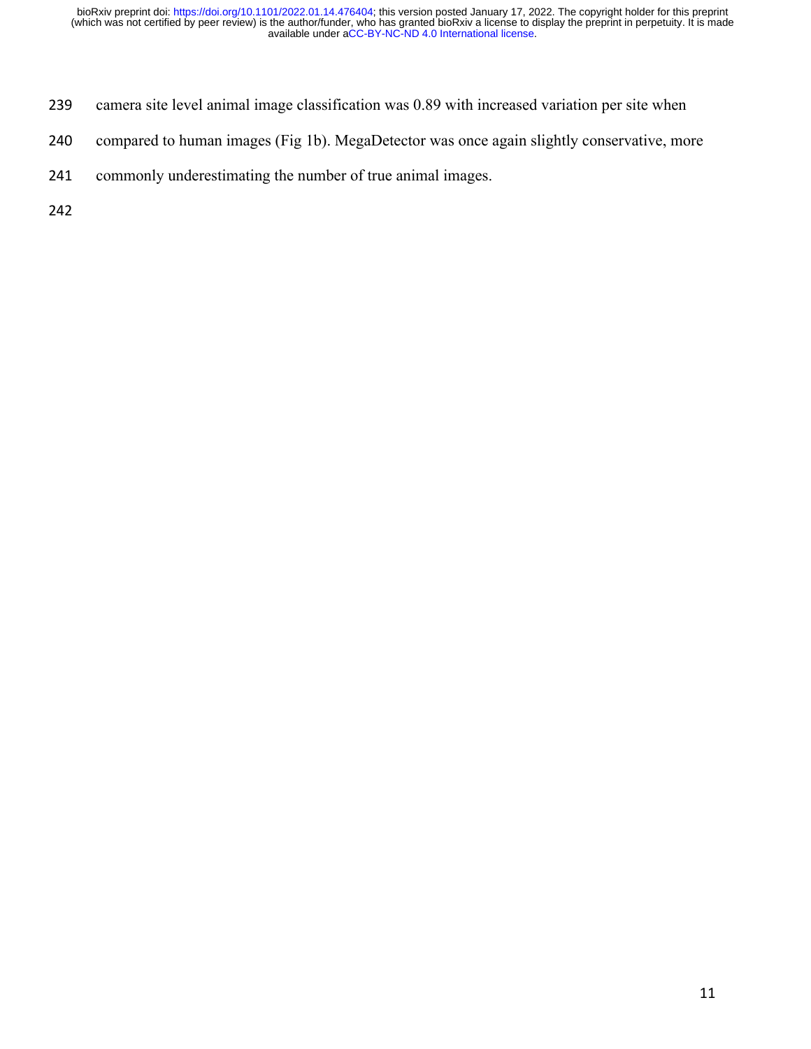camera site level animal image classification was 0.89 with increased variation per site when compared to human images (Fig 1b). MegaDetector was once again slightly conservative, more commonly underestimating the number of true animal images.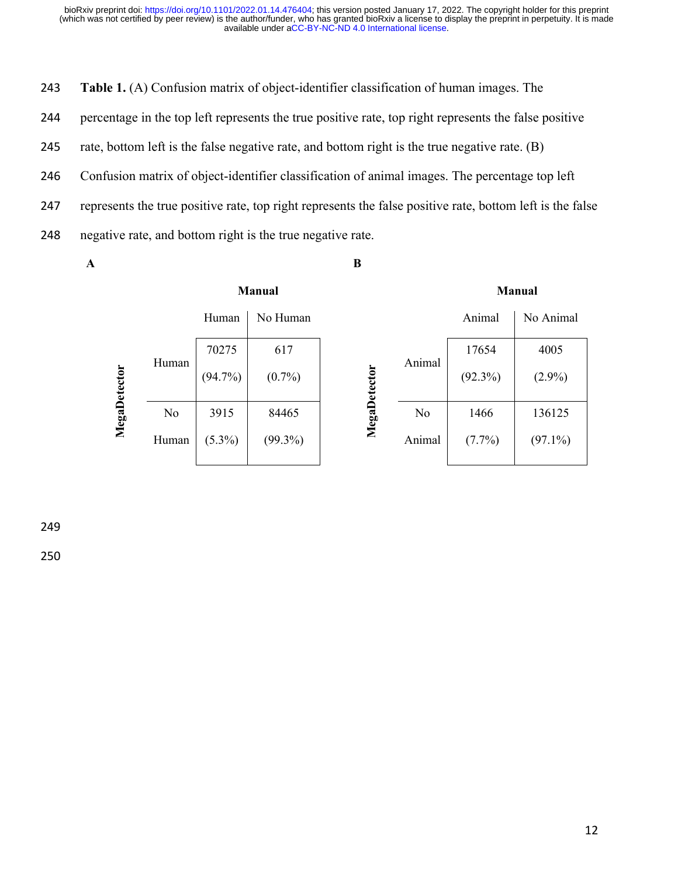**Table 1.** (A) Confusion matrix of object-identifier classification of human images. The percentage in the top left represents the true positive rate, top right represents the false positive rate, bottom left is the false negative rate, and bottom right is the true negative rate. (B) Confusion matrix of object-identifier classification of animal images. The percentage top left represents the true positive rate, top right represents the false positive rate, bottom left is the false negative rate, and bottom right is the true negative rate.

**A**

| | | **Manual** | |
|---|---|---|---|
| | | Human | No Human |
| **MegaDetector** | Human | 70275 (94.7%) | 617 (0.7%) |
| | No Human | 3915 (5.3%) | 84465 (99.3%) |

**B**

| | | **Manual** | |
|---|---|---|---|
| | | Animal | No Animal |
| **MegaDetector** | Animal | 17654 (92.3%) | 4005 (2.9%) |
| | No Animal | 1466 (7.7%) | 136125 (97.1%) |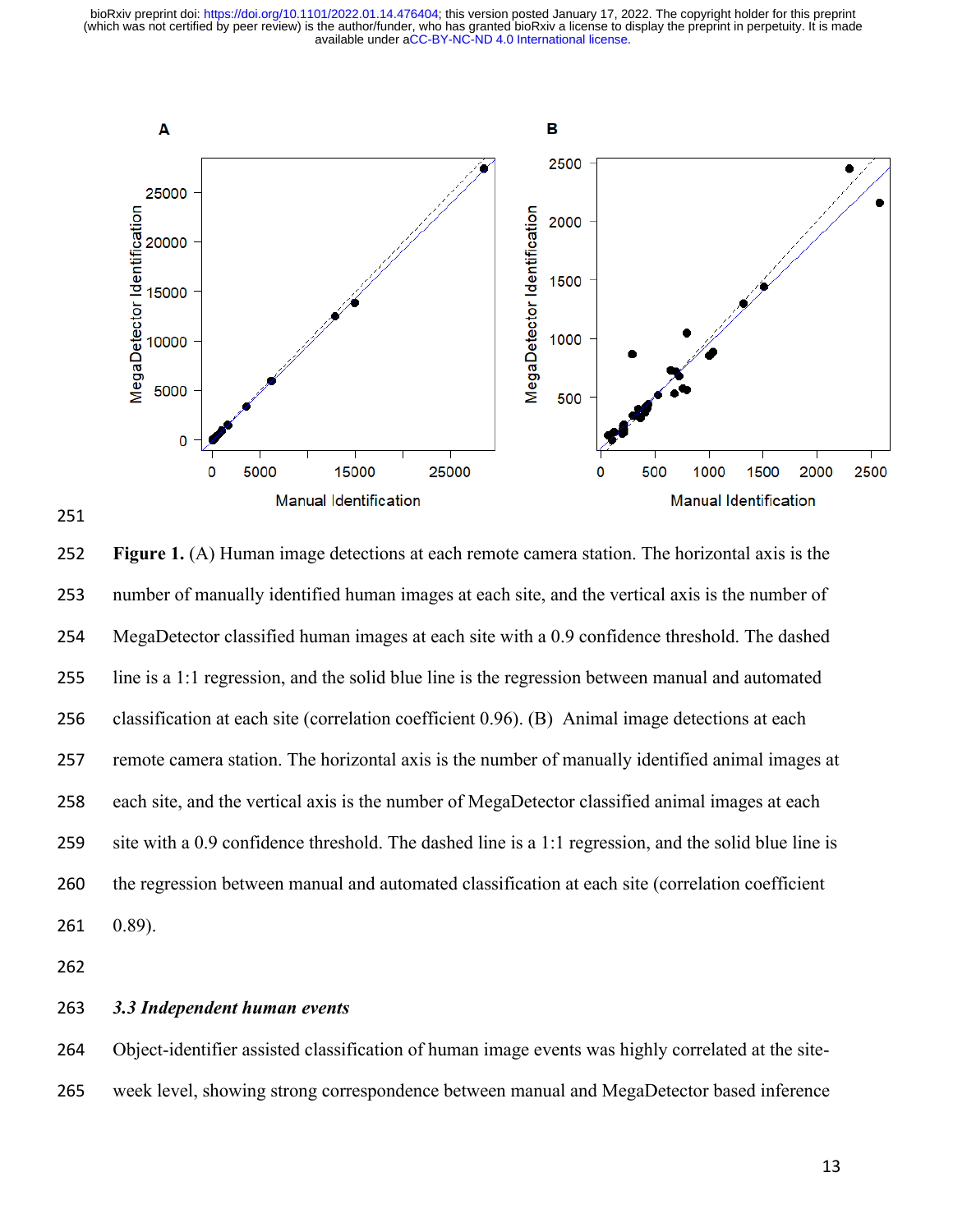**Figure 1.** (A) Human image detections at each remote camera station. The horizontal axis is the number of manually identified human images at each site, and the vertical axis is the number of MegaDetector classified human images at each site with a 0.9 confidence threshold. The dashed line is a 1:1 regression, and the solid blue line is the regression between manual and automated classification at each site (correlation coefficient 0.96). (B) Animal image detections at each remote camera station. The horizontal axis is the number of manually identified animal images at each site, and the vertical axis is the number of MegaDetector classified animal images at each site with a 0.9 confidence threshold. The dashed line is a 1:1 regression, and the solid blue line is the regression between manual and automated classification at each site (correlation coefficient 0.89).

### *3.3 Independent human events*

Object-identifier assisted classification of human image events was highly correlated at the site-week level, showing strong correspondence between manual and MegaDetector based inference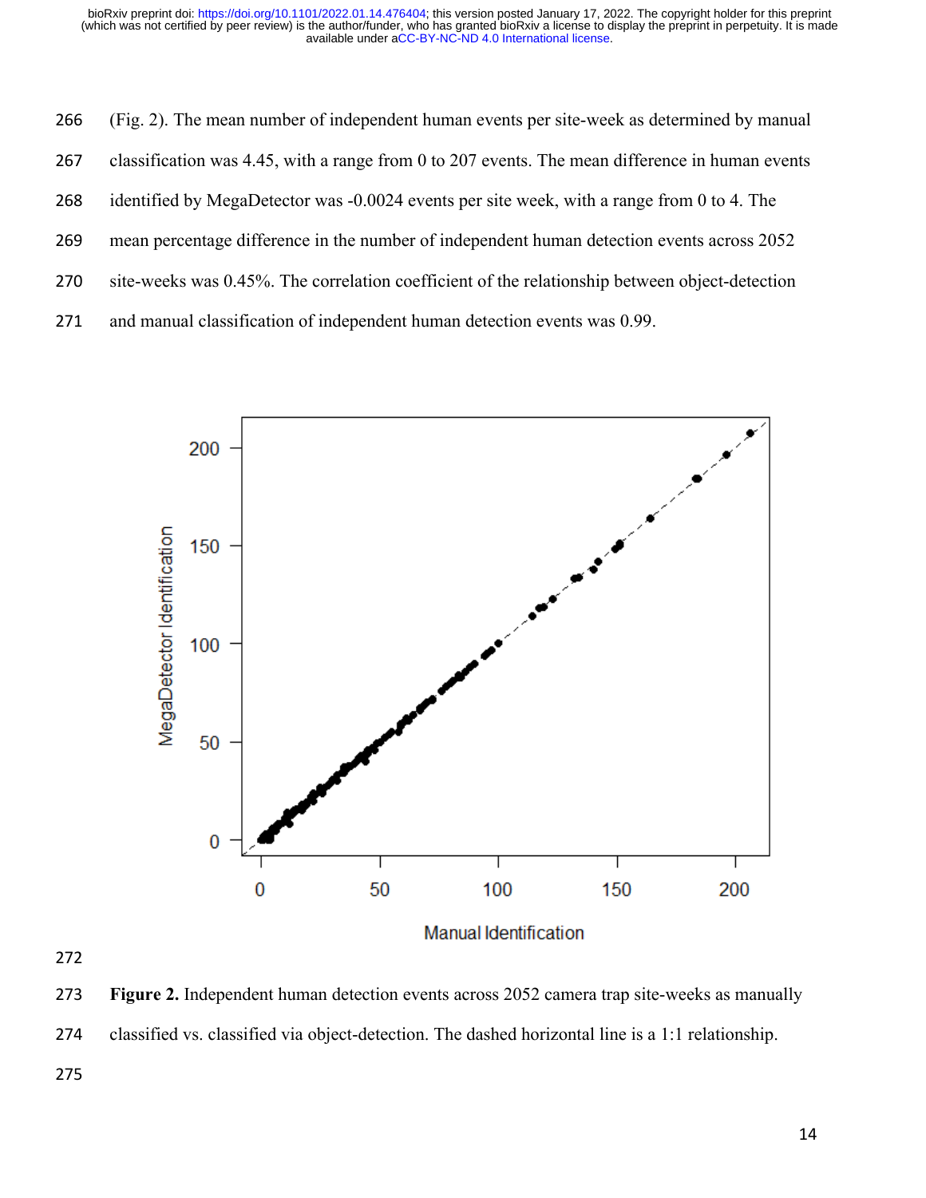(Fig. 2). The mean number of independent human events per site-week as determined by manual classification was 4.45, with a range from 0 to 207 events. The mean difference in human events identified by MegaDetector was -0.0024 events per site week, with a range from 0 to 4. The mean percentage difference in the number of independent human detection events across 2052 site-weeks was 0.45%. The correlation coefficient of the relationship between object-detection and manual classification of independent human detection events was 0.99.

**Figure 2.** Independent human detection events across 2052 camera trap site-weeks as manually classified vs. classified via object-detection. The dashed horizontal line is a 1:1 relationship.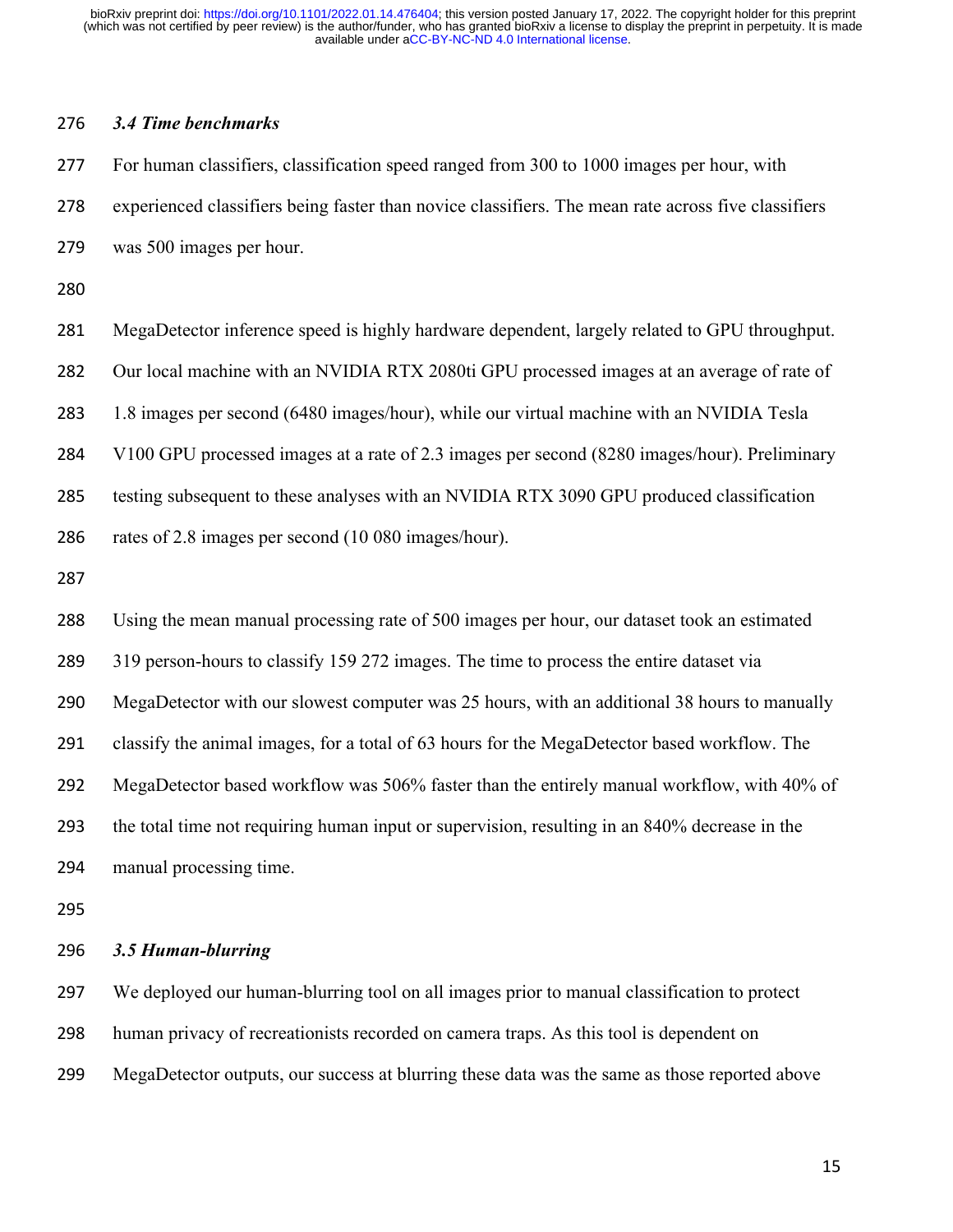### *3.4 Time benchmarks*

For human classifiers, classification speed ranged from 300 to 1000 images per hour, with experienced classifiers being faster than novice classifiers. The mean rate across five classifiers was 500 images per hour.

MegaDetector inference speed is highly hardware dependent, largely related to GPU throughput. Our local machine with an NVIDIA RTX 2080ti GPU processed images at an average of rate of 1.8 images per second (6480 images/hour), while our virtual machine with an NVIDIA Tesla V100 GPU processed images at a rate of 2.3 images per second (8280 images/hour). Preliminary testing subsequent to these analyses with an NVIDIA RTX 3090 GPU produced classification rates of 2.8 images per second (10 080 images/hour).

Using the mean manual processing rate of 500 images per hour, our dataset took an estimated 319 person-hours to classify 159 272 images. The time to process the entire dataset via MegaDetector with our slowest computer was 25 hours, with an additional 38 hours to manually classify the animal images, for a total of 63 hours for the MegaDetector based workflow. The MegaDetector based workflow was 506% faster than the entirely manual workflow, with 40% of the total time not requiring human input or supervision, resulting in an 840% decrease in the manual processing time.

### *3.5 Human-blurring*

We deployed our human-blurring tool on all images prior to manual classification to protect human privacy of recreationists recorded on camera traps. As this tool is dependent on MegaDetector outputs, our success at blurring these data was the same as those reported above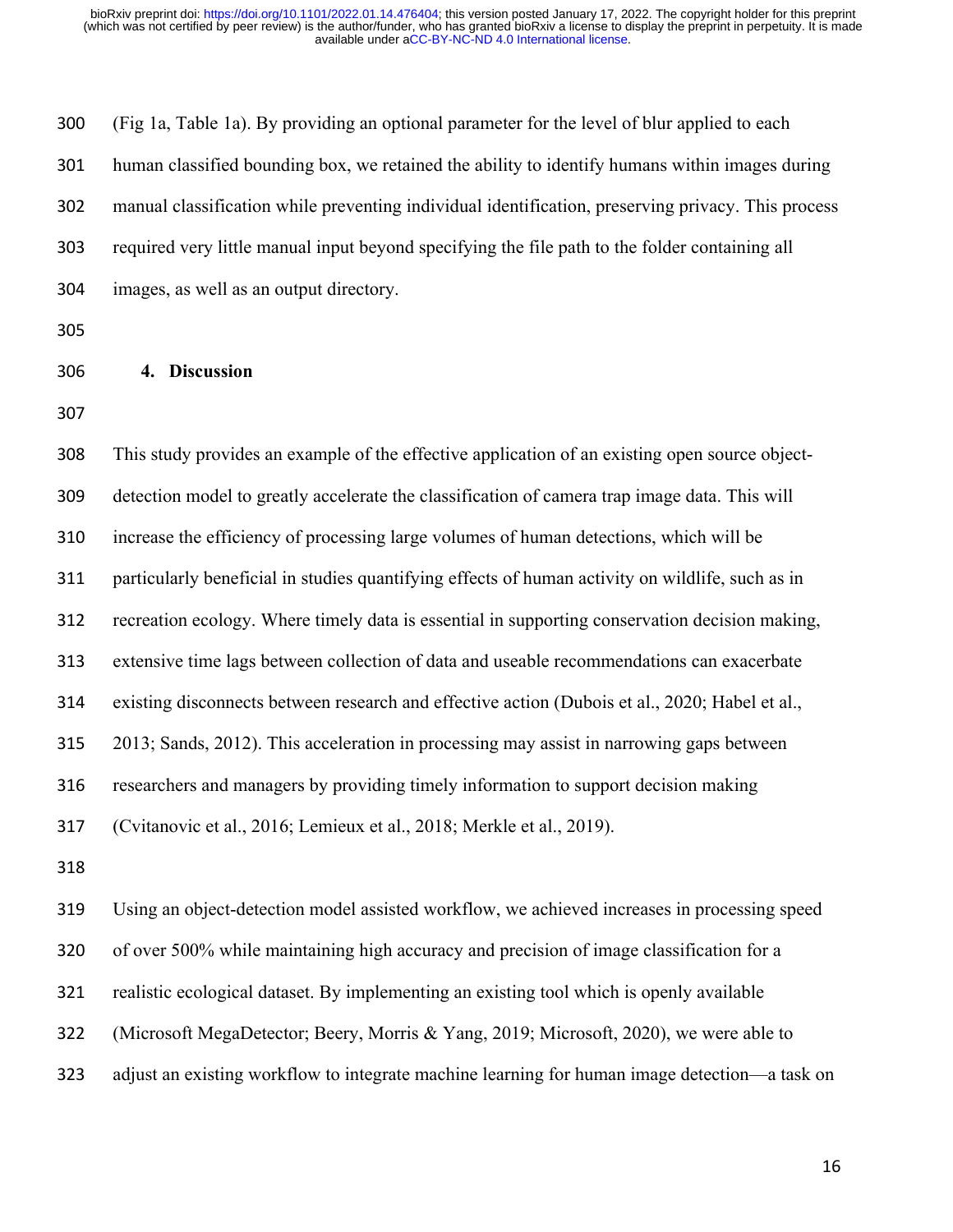(Fig 1a, Table 1a). By providing an optional parameter for the level of blur applied to each human classified bounding box, we retained the ability to identify humans within images during manual classification while preventing individual identification, preserving privacy. This process required very little manual input beyond specifying the file path to the folder containing all images, as well as an output directory.

## 4. Discussion

This study provides an example of the effective application of an existing open source object-detection model to greatly accelerate the classification of camera trap image data. This will increase the efficiency of processing large volumes of human detections, which will be particularly beneficial in studies quantifying effects of human activity on wildlife, such as in recreation ecology. Where timely data is essential in supporting conservation decision making, extensive time lags between collection of data and useable recommendations can exacerbate existing disconnects between research and effective action (Dubois et al., 2020; Habel et al., 2013; Sands, 2012). This acceleration in processing may assist in narrowing gaps between researchers and managers by providing timely information to support decision making (Cvitanovic et al., 2016; Lemieux et al., 2018; Merkle et al., 2019).

Using an object-detection model assisted workflow, we achieved increases in processing speed of over 500% while maintaining high accuracy and precision of image classification for a realistic ecological dataset. By implementing an existing tool which is openly available (Microsoft MegaDetector; Beery, Morris & Yang, 2019; Microsoft, 2020), we were able to adjust an existing workflow to integrate machine learning for human image detection—a task on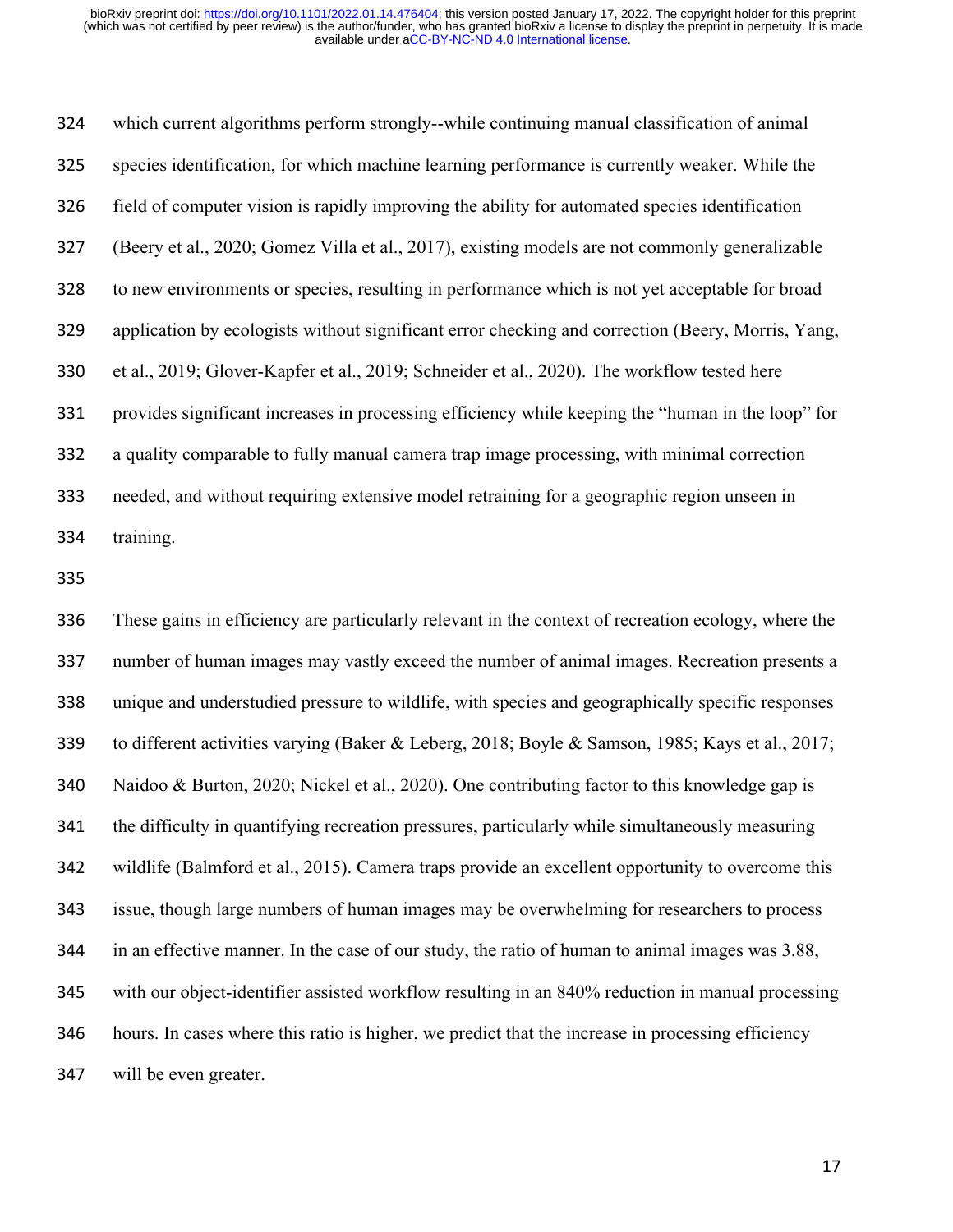which current algorithms perform strongly--while continuing manual classification of animal species identification, for which machine learning performance is currently weaker. While the field of computer vision is rapidly improving the ability for automated species identification (Beery et al., 2020; Gomez Villa et al., 2017), existing models are not commonly generalizable to new environments or species, resulting in performance which is not yet acceptable for broad application by ecologists without significant error checking and correction (Beery, Morris, Yang, et al., 2019; Glover-Kapfer et al., 2019; Schneider et al., 2020). The workflow tested here provides significant increases in processing efficiency while keeping the "human in the loop" for a quality comparable to fully manual camera trap image processing, with minimal correction needed, and without requiring extensive model retraining for a geographic region unseen in training.

These gains in efficiency are particularly relevant in the context of recreation ecology, where the number of human images may vastly exceed the number of animal images. Recreation presents a unique and understudied pressure to wildlife, with species and geographically specific responses to different activities varying (Baker & Leberg, 2018; Boyle & Samson, 1985; Kays et al., 2017; Naidoo & Burton, 2020; Nickel et al., 2020). One contributing factor to this knowledge gap is the difficulty in quantifying recreation pressures, particularly while simultaneously measuring wildlife (Balmford et al., 2015). Camera traps provide an excellent opportunity to overcome this issue, though large numbers of human images may be overwhelming for researchers to process in an effective manner. In the case of our study, the ratio of human to animal images was 3.88, with our object-identifier assisted workflow resulting in an 840% reduction in manual processing hours. In cases where this ratio is higher, we predict that the increase in processing efficiency will be even greater.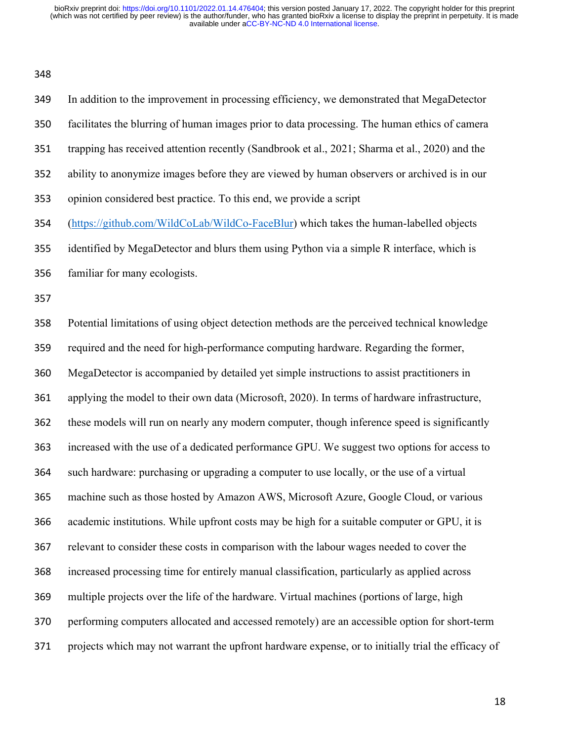In addition to the improvement in processing efficiency, we demonstrated that MegaDetector facilitates the blurring of human images prior to data processing. The human ethics of camera trapping has received attention recently (Sandbrook et al., 2021; Sharma et al., 2020) and the ability to anonymize images before they are viewed by human observers or archived is in our opinion considered best practice. To this end, we provide a script (https://github.com/WildCoLab/WildCo-FaceBlur) which takes the human-labelled objects identified by MegaDetector and blurs them using Python via a simple R interface, which is familiar for many ecologists.

Potential limitations of using object detection methods are the perceived technical knowledge required and the need for high-performance computing hardware. Regarding the former, MegaDetector is accompanied by detailed yet simple instructions to assist practitioners in applying the model to their own data (Microsoft, 2020). In terms of hardware infrastructure, these models will run on nearly any modern computer, though inference speed is significantly increased with the use of a dedicated performance GPU. We suggest two options for access to such hardware: purchasing or upgrading a computer to use locally, or the use of a virtual machine such as those hosted by Amazon AWS, Microsoft Azure, Google Cloud, or various academic institutions. While upfront costs may be high for a suitable computer or GPU, it is relevant to consider these costs in comparison with the labour wages needed to cover the increased processing time for entirely manual classification, particularly as applied across multiple projects over the life of the hardware. Virtual machines (portions of large, high performing computers allocated and accessed remotely) are an accessible option for short-term projects which may not warrant the upfront hardware expense, or to initially trial the efficacy of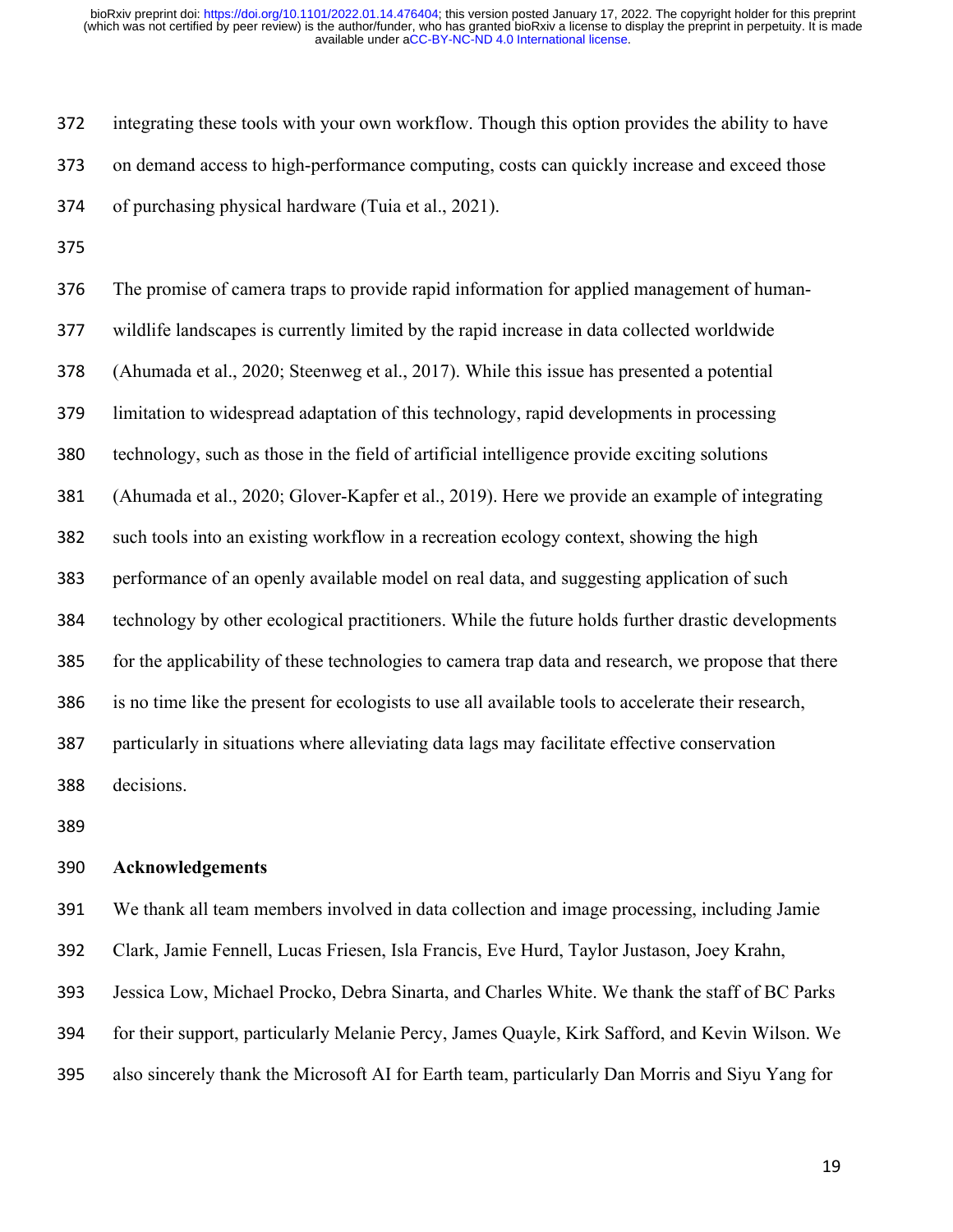integrating these tools with your own workflow. Though this option provides the ability to have on demand access to high-performance computing, costs can quickly increase and exceed those of purchasing physical hardware (Tuia et al., 2021).

The promise of camera traps to provide rapid information for applied management of human-wildlife landscapes is currently limited by the rapid increase in data collected worldwide (Ahumada et al., 2020; Steenweg et al., 2017). While this issue has presented a potential limitation to widespread adaptation of this technology, rapid developments in processing technology, such as those in the field of artificial intelligence provide exciting solutions (Ahumada et al., 2020; Glover-Kapfer et al., 2019). Here we provide an example of integrating such tools into an existing workflow in a recreation ecology context, showing the high performance of an openly available model on real data, and suggesting application of such technology by other ecological practitioners. While the future holds further drastic developments for the applicability of these technologies to camera trap data and research, we propose that there is no time like the present for ecologists to use all available tools to accelerate their research, particularly in situations where alleviating data lags may facilitate effective conservation decisions.

## Acknowledgements

We thank all team members involved in data collection and image processing, including Jamie Clark, Jamie Fennell, Lucas Friesen, Isla Francis, Eve Hurd, Taylor Justason, Joey Krahn, Jessica Low, Michael Procko, Debra Sinarta, and Charles White. We thank the staff of BC Parks for their support, particularly Melanie Percy, James Quayle, Kirk Safford, and Kevin Wilson. We also sincerely thank the Microsoft AI for Earth team, particularly Dan Morris and Siyu Yang for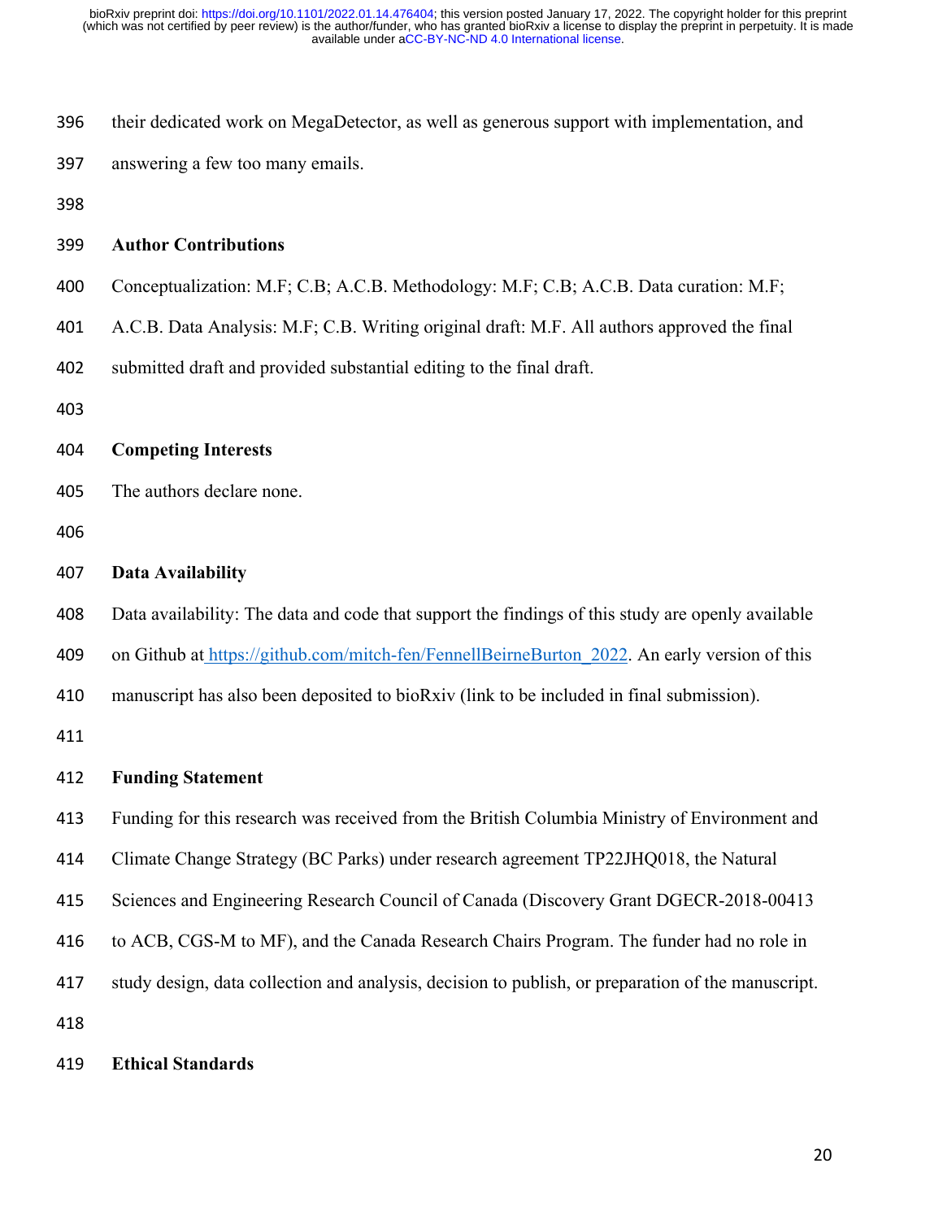their dedicated work on MegaDetector, as well as generous support with implementation, and answering a few too many emails.

## Author Contributions

Conceptualization: M.F; C.B; A.C.B. Methodology: M.F; C.B; A.C.B. Data curation: M.F; A.C.B. Data Analysis: M.F; C.B. Writing original draft: M.F. All authors approved the final submitted draft and provided substantial editing to the final draft.

## Competing Interests

The authors declare none.

## Data Availability

Data availability: The data and code that support the findings of this study are openly available on Github at https://github.com/mitch-fen/FennellBeirneBurton_2022. An early version of this manuscript has also been deposited to bioRxiv (link to be included in final submission).

## Funding Statement

Funding for this research was received from the British Columbia Ministry of Environment and Climate Change Strategy (BC Parks) under research agreement TP22JHQ018, the Natural Sciences and Engineering Research Council of Canada (Discovery Grant DGECR-2018-00413 to ACB, CGS-M to MF), and the Canada Research Chairs Program. The funder had no role in study design, data collection and analysis, decision to publish, or preparation of the manuscript.

## Ethical Standards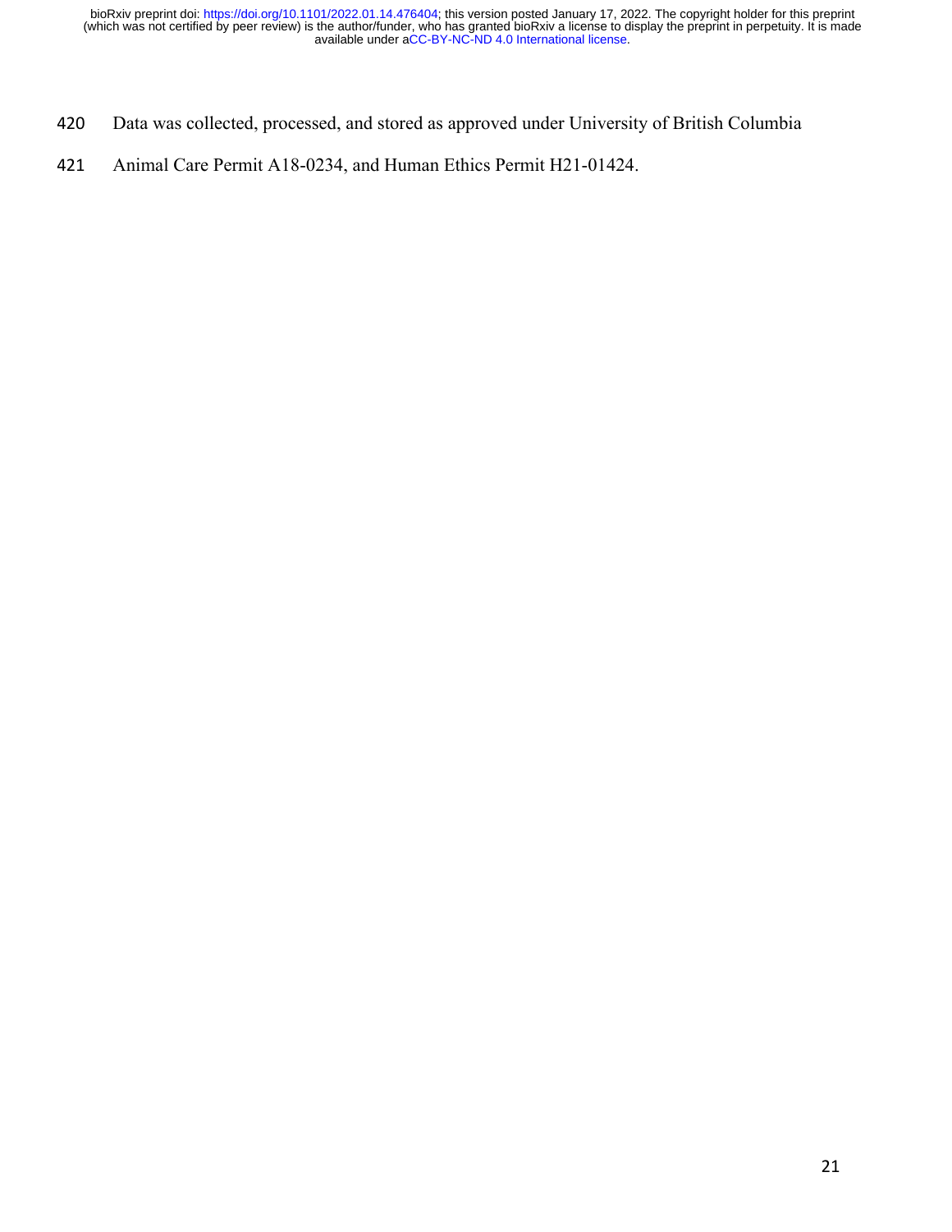Data was collected, processed, and stored as approved under University of British Columbia Animal Care Permit A18-0234, and Human Ethics Permit H21-01424.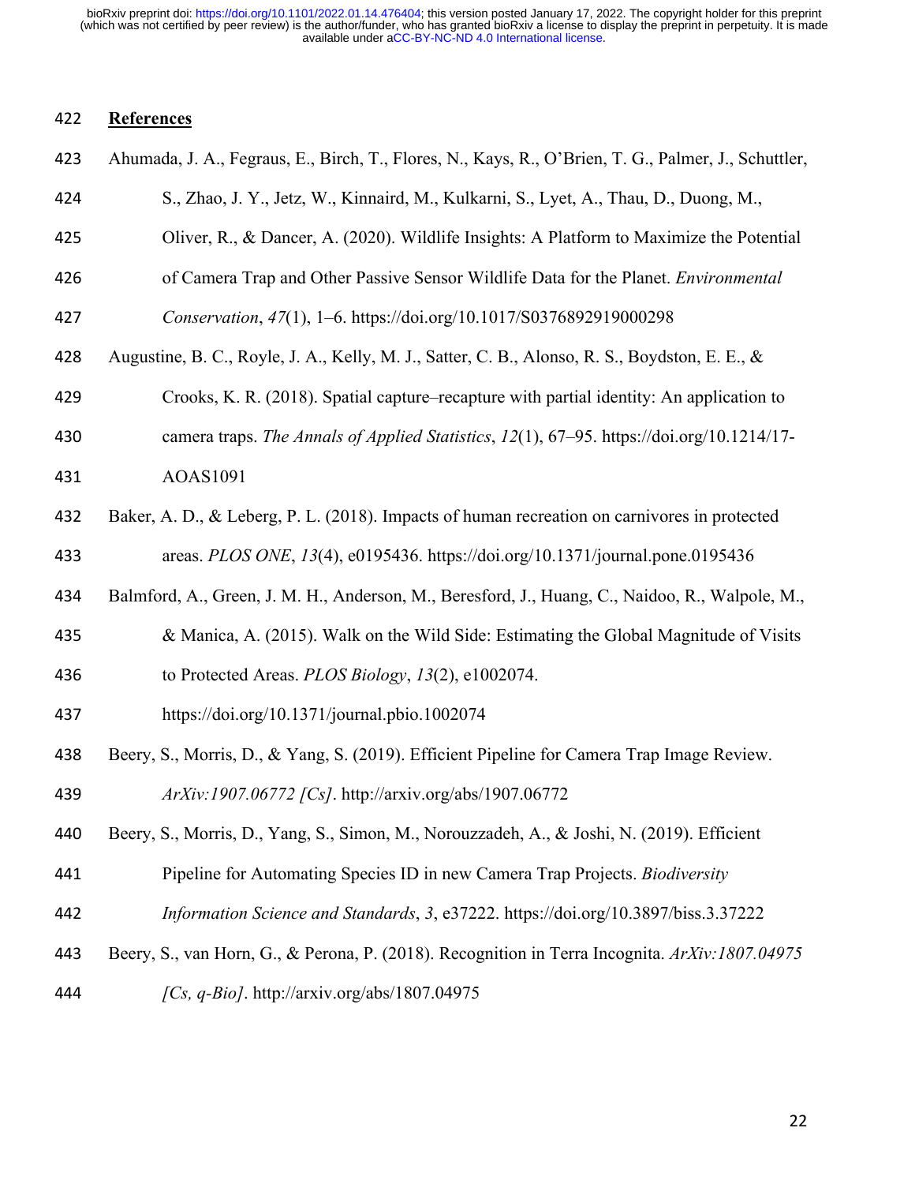## References

Ahumada, J. A., Fegraus, E., Birch, T., Flores, N., Kays, R., O'Brien, T. G., Palmer, J., Schuttler, S., Zhao, J. Y., Jetz, W., Kinnaird, M., Kulkarni, S., Lyet, A., Thau, D., Duong, M., Oliver, R., & Dancer, A. (2020). Wildlife Insights: A Platform to Maximize the Potential of Camera Trap and Other Passive Sensor Wildlife Data for the Planet. *Environmental Conservation*, *47*(1), 1–6. https://doi.org/10.1017/S0376892919000298

Augustine, B. C., Royle, J. A., Kelly, M. J., Satter, C. B., Alonso, R. S., Boydston, E. E., & Crooks, K. R. (2018). Spatial capture–recapture with partial identity: An application to camera traps. *The Annals of Applied Statistics*, *12*(1), 67–95. https://doi.org/10.1214/17-AOAS1091

Baker, A. D., & Leberg, P. L. (2018). Impacts of human recreation on carnivores in protected areas. *PLOS ONE*, *13*(4), e0195436. https://doi.org/10.1371/journal.pone.0195436

Balmford, A., Green, J. M. H., Anderson, M., Beresford, J., Huang, C., Naidoo, R., Walpole, M., & Manica, A. (2015). Walk on the Wild Side: Estimating the Global Magnitude of Visits to Protected Areas. *PLOS Biology*, *13*(2), e1002074. https://doi.org/10.1371/journal.pbio.1002074

Beery, S., Morris, D., & Yang, S. (2019). Efficient Pipeline for Camera Trap Image Review. *ArXiv:1907.06772 [Cs]*. http://arxiv.org/abs/1907.06772

Beery, S., Morris, D., Yang, S., Simon, M., Norouzzadeh, A., & Joshi, N. (2019). Efficient Pipeline for Automating Species ID in new Camera Trap Projects. *Biodiversity Information Science and Standards*, *3*, e37222. https://doi.org/10.3897/biss.3.37222

Beery, S., van Horn, G., & Perona, P. (2018). Recognition in Terra Incognita. *ArXiv:1807.04975 [Cs, q-Bio]*. http://arxiv.org/abs/1807.04975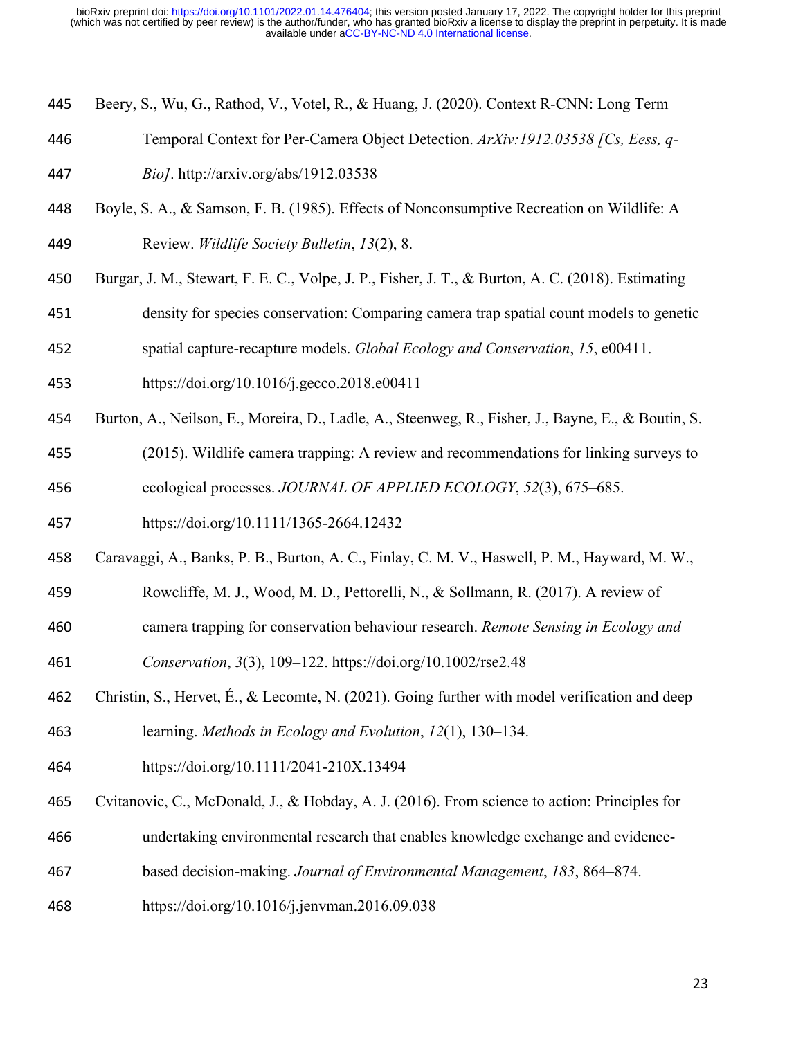Beery, S., Wu, G., Rathod, V., Votel, R., & Huang, J. (2020). Context R-CNN: Long Term Temporal Context for Per-Camera Object Detection. *ArXiv:1912.03538 [Cs, Eess, q-Bio]*. http://arxiv.org/abs/1912.03538

Boyle, S. A., & Samson, F. B. (1985). Effects of Nonconsumptive Recreation on Wildlife: A Review. *Wildlife Society Bulletin*, *13*(2), 8.

Burgar, J. M., Stewart, F. E. C., Volpe, J. P., Fisher, J. T., & Burton, A. C. (2018). Estimating density for species conservation: Comparing camera trap spatial count models to genetic spatial capture-recapture models. *Global Ecology and Conservation*, *15*, e00411. https://doi.org/10.1016/j.gecco.2018.e00411

Burton, A., Neilson, E., Moreira, D., Ladle, A., Steenweg, R., Fisher, J., Bayne, E., & Boutin, S. (2015). Wildlife camera trapping: A review and recommendations for linking surveys to ecological processes. *JOURNAL OF APPLIED ECOLOGY*, *52*(3), 675–685. https://doi.org/10.1111/1365-2664.12432

Caravaggi, A., Banks, P. B., Burton, A. C., Finlay, C. M. V., Haswell, P. M., Hayward, M. W., Rowcliffe, M. J., Wood, M. D., Pettorelli, N., & Sollmann, R. (2017). A review of camera trapping for conservation behaviour research. *Remote Sensing in Ecology and Conservation*, *3*(3), 109–122. https://doi.org/10.1002/rse2.48

Christin, S., Hervet, É., & Lecomte, N. (2021). Going further with model verification and deep learning. *Methods in Ecology and Evolution*, *12*(1), 130–134. https://doi.org/10.1111/2041-210X.13494

Cvitanovic, C., McDonald, J., & Hobday, A. J. (2016). From science to action: Principles for undertaking environmental research that enables knowledge exchange and evidence-based decision-making. *Journal of Environmental Management*, *183*, 864–874. https://doi.org/10.1016/j.jenvman.2016.09.038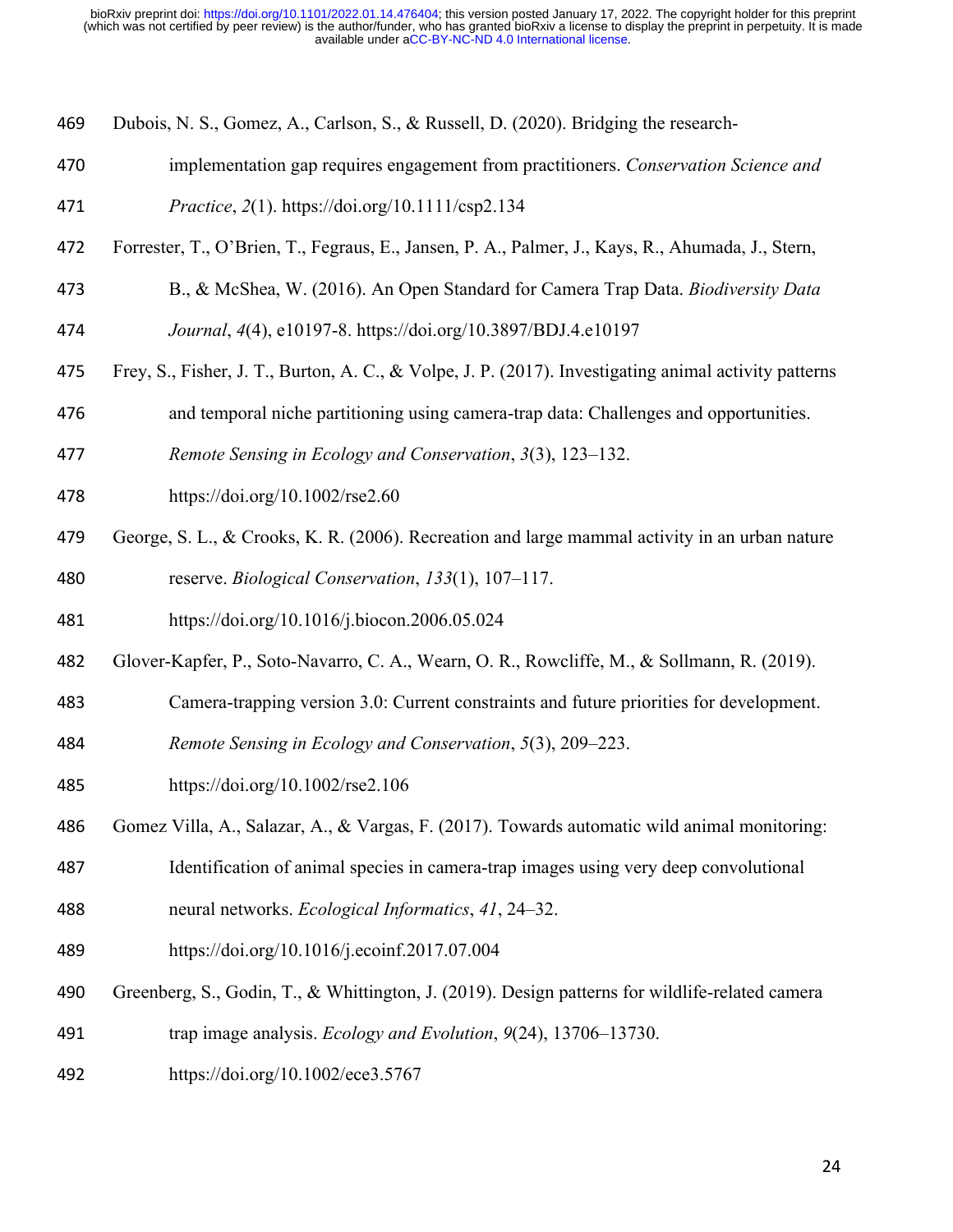Dubois, N. S., Gomez, A., Carlson, S., & Russell, D. (2020). Bridging the research-implementation gap requires engagement from practitioners. *Conservation Science and Practice*, *2*(1). https://doi.org/10.1111/csp2.134

Forrester, T., O'Brien, T., Fegraus, E., Jansen, P. A., Palmer, J., Kays, R., Ahumada, J., Stern, B., & McShea, W. (2016). An Open Standard for Camera Trap Data. *Biodiversity Data Journal*, *4*(4), e10197-8. https://doi.org/10.3897/BDJ.4.e10197

Frey, S., Fisher, J. T., Burton, A. C., & Volpe, J. P. (2017). Investigating animal activity patterns and temporal niche partitioning using camera-trap data: Challenges and opportunities. *Remote Sensing in Ecology and Conservation*, *3*(3), 123–132. https://doi.org/10.1002/rse2.60

George, S. L., & Crooks, K. R. (2006). Recreation and large mammal activity in an urban nature reserve. *Biological Conservation*, *133*(1), 107–117. https://doi.org/10.1016/j.biocon.2006.05.024

Glover-Kapfer, P., Soto-Navarro, C. A., Wearn, O. R., Rowcliffe, M., & Sollmann, R. (2019). Camera-trapping version 3.0: Current constraints and future priorities for development. *Remote Sensing in Ecology and Conservation*, *5*(3), 209–223. https://doi.org/10.1002/rse2.106

Gomez Villa, A., Salazar, A., & Vargas, F. (2017). Towards automatic wild animal monitoring: Identification of animal species in camera-trap images using very deep convolutional neural networks. *Ecological Informatics*, *41*, 24–32. https://doi.org/10.1016/j.ecoinf.2017.07.004

Greenberg, S., Godin, T., & Whittington, J. (2019). Design patterns for wildlife-related camera trap image analysis. *Ecology and Evolution*, *9*(24), 13706–13730. https://doi.org/10.1002/ece3.5767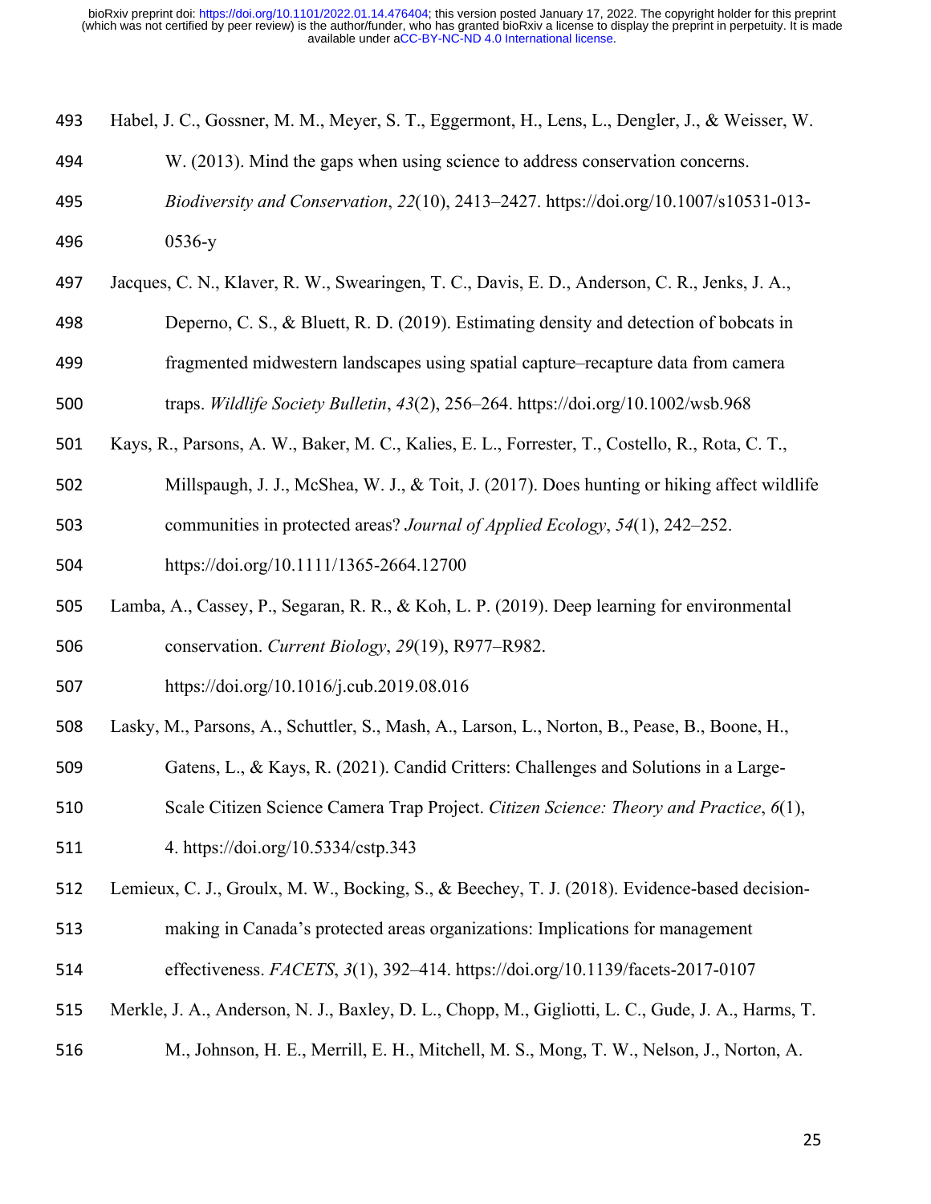Habel, J. C., Gossner, M. M., Meyer, S. T., Eggermont, H., Lens, L., Dengler, J., & Weisser, W. W. (2013). Mind the gaps when using science to address conservation concerns. *Biodiversity and Conservation*, *22*(10), 2413–2427. https://doi.org/10.1007/s10531-013-0536-y

Jacques, C. N., Klaver, R. W., Swearingen, T. C., Davis, E. D., Anderson, C. R., Jenks, J. A., Deperno, C. S., & Bluett, R. D. (2019). Estimating density and detection of bobcats in fragmented midwestern landscapes using spatial capture–recapture data from camera traps. *Wildlife Society Bulletin*, *43*(2), 256–264. https://doi.org/10.1002/wsb.968

Kays, R., Parsons, A. W., Baker, M. C., Kalies, E. L., Forrester, T., Costello, R., Rota, C. T., Millspaugh, J. J., McShea, W. J., & Toit, J. (2017). Does hunting or hiking affect wildlife communities in protected areas? *Journal of Applied Ecology*, *54*(1), 242–252. https://doi.org/10.1111/1365-2664.12700

Lamba, A., Cassey, P., Segaran, R. R., & Koh, L. P. (2019). Deep learning for environmental conservation. *Current Biology*, *29*(19), R977–R982. https://doi.org/10.1016/j.cub.2019.08.016

Lasky, M., Parsons, A., Schuttler, S., Mash, A., Larson, L., Norton, B., Pease, B., Boone, H., Gatens, L., & Kays, R. (2021). Candid Critters: Challenges and Solutions in a Large-Scale Citizen Science Camera Trap Project. *Citizen Science: Theory and Practice*, *6*(1), 4. https://doi.org/10.5334/cstp.343

Lemieux, C. J., Groulx, M. W., Bocking, S., & Beechey, T. J. (2018). Evidence-based decision-making in Canada's protected areas organizations: Implications for management effectiveness. *FACETS*, *3*(1), 392–414. https://doi.org/10.1139/facets-2017-0107

Merkle, J. A., Anderson, N. J., Baxley, D. L., Chopp, M., Gigliotti, L. C., Gude, J. A., Harms, T. M., Johnson, H. E., Merrill, E. H., Mitchell, M. S., Mong, T. W., Nelson, J., Norton, A.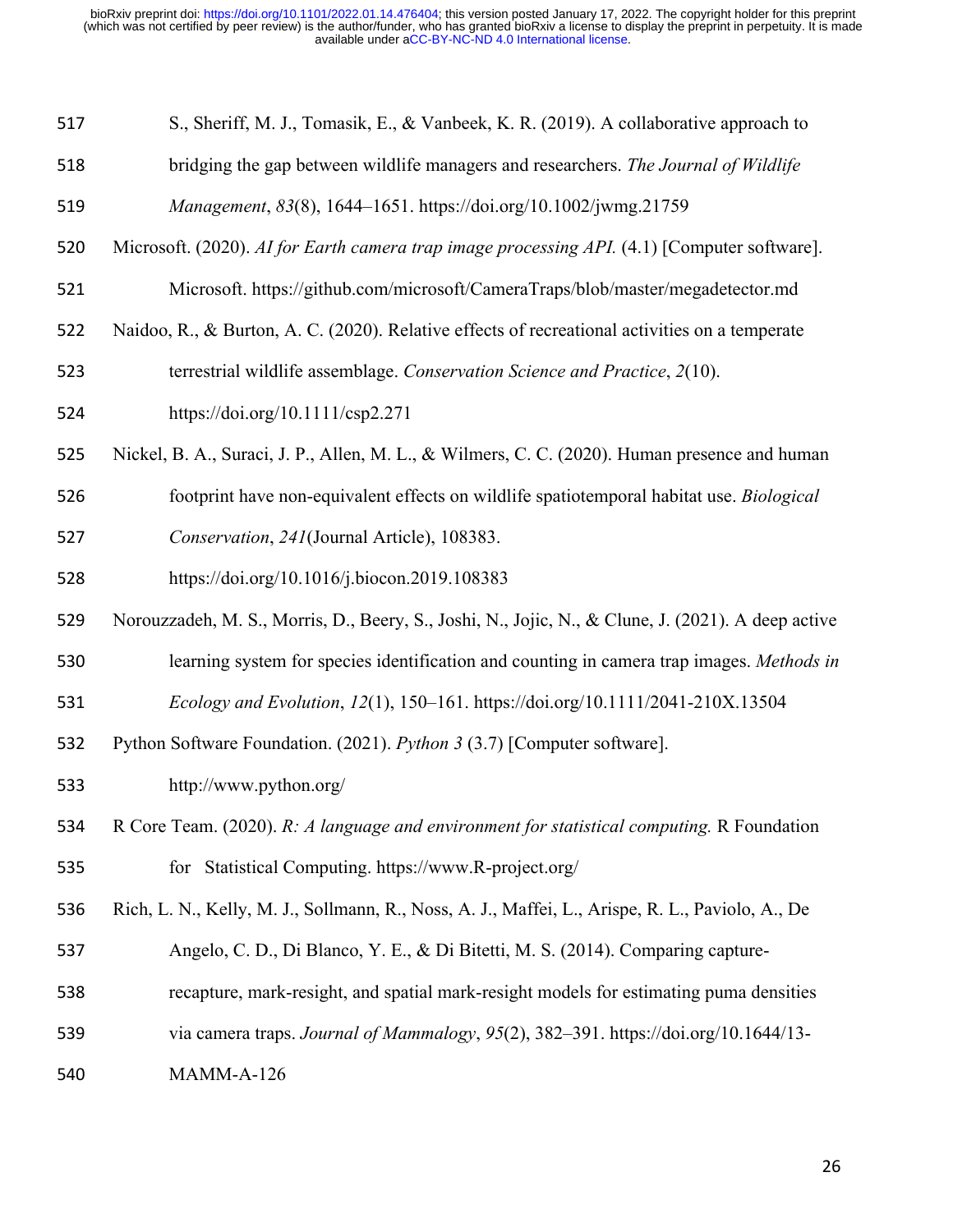S., Sheriff, M. J., Tomasik, E., & Vanbeek, K. R. (2019). A collaborative approach to bridging the gap between wildlife managers and researchers. *The Journal of Wildlife Management*, *83*(8), 1644–1651. https://doi.org/10.1002/jwmg.21759

Microsoft. (2020). *AI for Earth camera trap image processing API.* (4.1) [Computer software]. Microsoft. https://github.com/microsoft/CameraTraps/blob/master/megadetector.md

Naidoo, R., & Burton, A. C. (2020). Relative effects of recreational activities on a temperate terrestrial wildlife assemblage. *Conservation Science and Practice*, *2*(10). https://doi.org/10.1111/csp2.271

Nickel, B. A., Suraci, J. P., Allen, M. L., & Wilmers, C. C. (2020). Human presence and human footprint have non-equivalent effects on wildlife spatiotemporal habitat use. *Biological Conservation*, *241*(Journal Article), 108383. https://doi.org/10.1016/j.biocon.2019.108383

Norouzzadeh, M. S., Morris, D., Beery, S., Joshi, N., Jojic, N., & Clune, J. (2021). A deep active learning system for species identification and counting in camera trap images. *Methods in Ecology and Evolution*, *12*(1), 150–161. https://doi.org/10.1111/2041-210X.13504

Python Software Foundation. (2021). *Python 3* (3.7) [Computer software]. http://www.python.org/

R Core Team. (2020). *R: A language and environment for statistical computing.* R Foundation for Statistical Computing. https://www.R-project.org/

Rich, L. N., Kelly, M. J., Sollmann, R., Noss, A. J., Maffei, L., Arispe, R. L., Paviolo, A., De Angelo, C. D., Di Blanco, Y. E., & Di Bitetti, M. S. (2014). Comparing capture-recapture, mark-resight, and spatial mark-resight models for estimating puma densities via camera traps. *Journal of Mammalogy*, *95*(2), 382–391. https://doi.org/10.1644/13-MAMM-A-126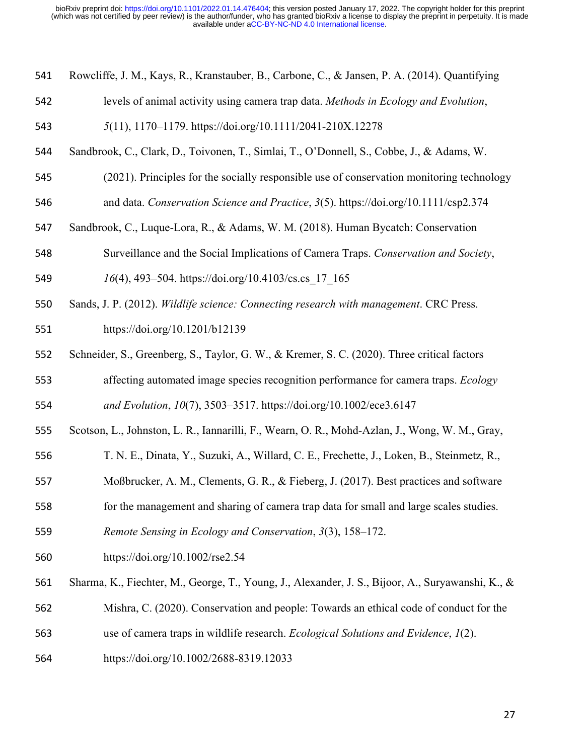Rowcliffe, J. M., Kays, R., Kranstauber, B., Carbone, C., & Jansen, P. A. (2014). Quantifying levels of animal activity using camera trap data. *Methods in Ecology and Evolution*, *5*(11), 1170–1179. https://doi.org/10.1111/2041-210X.12278

Sandbrook, C., Clark, D., Toivonen, T., Simlai, T., O'Donnell, S., Cobbe, J., & Adams, W. (2021). Principles for the socially responsible use of conservation monitoring technology and data. *Conservation Science and Practice*, *3*(5). https://doi.org/10.1111/csp2.374

Sandbrook, C., Luque-Lora, R., & Adams, W. M. (2018). Human Bycatch: Conservation Surveillance and the Social Implications of Camera Traps. *Conservation and Society*, *16*(4), 493–504. https://doi.org/10.4103/cs.cs_17_165

Sands, J. P. (2012). *Wildlife science: Connecting research with management*. CRC Press. https://doi.org/10.1201/b12139

Schneider, S., Greenberg, S., Taylor, G. W., & Kremer, S. C. (2020). Three critical factors affecting automated image species recognition performance for camera traps. *Ecology and Evolution*, *10*(7), 3503–3517. https://doi.org/10.1002/ece3.6147

Scotson, L., Johnston, L. R., Iannarilli, F., Wearn, O. R., Mohd-Azlan, J., Wong, W. M., Gray, T. N. E., Dinata, Y., Suzuki, A., Willard, C. E., Frechette, J., Loken, B., Steinmetz, R., Moßbrucker, A. M., Clements, G. R., & Fieberg, J. (2017). Best practices and software for the management and sharing of camera trap data for small and large scales studies. *Remote Sensing in Ecology and Conservation*, *3*(3), 158–172. https://doi.org/10.1002/rse2.54

Sharma, K., Fiechter, M., George, T., Young, J., Alexander, J. S., Bijoor, A., Suryawanshi, K., & Mishra, C. (2020). Conservation and people: Towards an ethical code of conduct for the use of camera traps in wildlife research. *Ecological Solutions and Evidence*, *1*(2). https://doi.org/10.1002/2688-8319.12033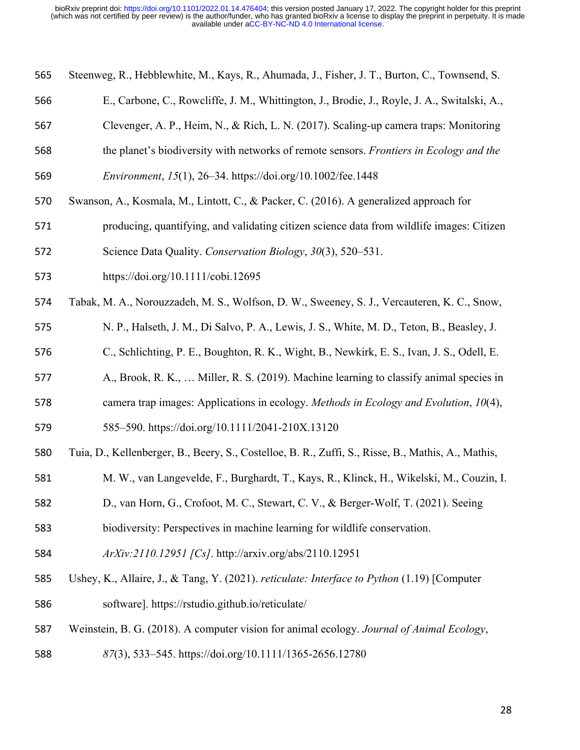Steenweg, R., Hebblewhite, M., Kays, R., Ahumada, J., Fisher, J. T., Burton, C., Townsend, S. E., Carbone, C., Rowcliffe, J. M., Whittington, J., Brodie, J., Royle, J. A., Switalski, A., Clevenger, A. P., Heim, N., & Rich, L. N. (2017). Scaling-up camera traps: Monitoring the planet's biodiversity with networks of remote sensors. *Frontiers in Ecology and the Environment*, *15*(1), 26–34. https://doi.org/10.1002/fee.1448

Swanson, A., Kosmala, M., Lintott, C., & Packer, C. (2016). A generalized approach for producing, quantifying, and validating citizen science data from wildlife images: Citizen Science Data Quality. *Conservation Biology*, *30*(3), 520–531. https://doi.org/10.1111/cobi.12695

Tabak, M. A., Norouzzadeh, M. S., Wolfson, D. W., Sweeney, S. J., Vercauteren, K. C., Snow, N. P., Halseth, J. M., Di Salvo, P. A., Lewis, J. S., White, M. D., Teton, B., Beasley, J. C., Schlichting, P. E., Boughton, R. K., Wight, B., Newkirk, E. S., Ivan, J. S., Odell, E. A., Brook, R. K., … Miller, R. S. (2019). Machine learning to classify animal species in camera trap images: Applications in ecology. *Methods in Ecology and Evolution*, *10*(4), 585–590. https://doi.org/10.1111/2041-210X.13120

Tuia, D., Kellenberger, B., Beery, S., Costelloe, B. R., Zuffi, S., Risse, B., Mathis, A., Mathis, M. W., van Langevelde, F., Burghardt, T., Kays, R., Klinck, H., Wikelski, M., Couzin, I. D., van Horn, G., Crofoot, M. C., Stewart, C. V., & Berger-Wolf, T. (2021). Seeing biodiversity: Perspectives in machine learning for wildlife conservation. *ArXiv:2110.12951 [Cs]*. http://arxiv.org/abs/2110.12951

Ushey, K., Allaire, J., & Tang, Y. (2021). *reticulate: Interface to Python* (1.19) [Computer software]. https://rstudio.github.io/reticulate/

Weinstein, B. G. (2018). A computer vision for animal ecology. *Journal of Animal Ecology*, *87*(3), 533–545. https://doi.org/10.1111/1365-2656.12780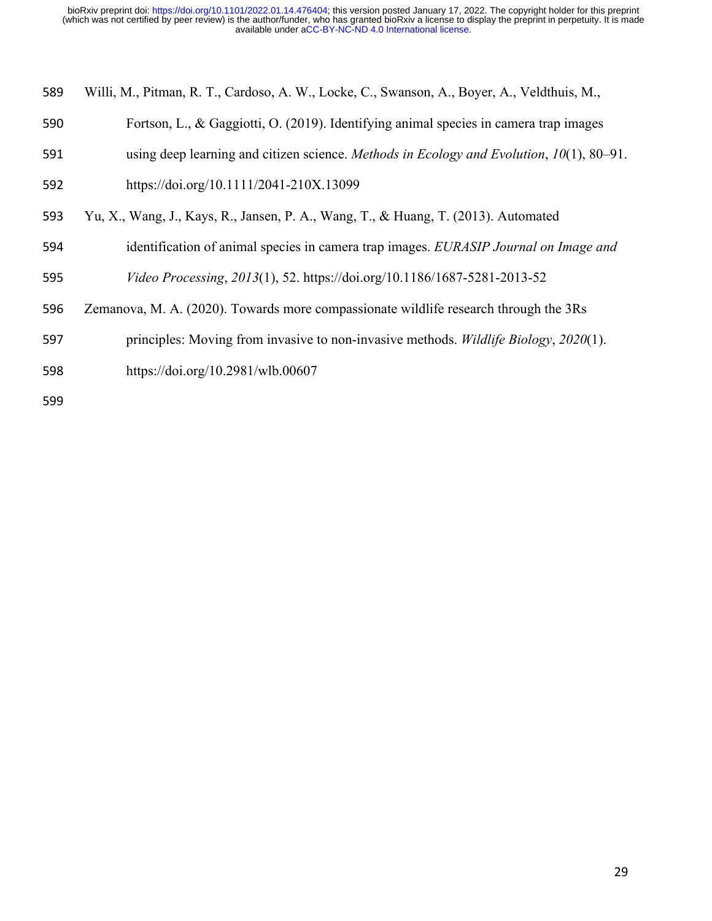Willi, M., Pitman, R. T., Cardoso, A. W., Locke, C., Swanson, A., Boyer, A., Veldthuis, M., Fortson, L., & Gaggiotti, O. (2019). Identifying animal species in camera trap images using deep learning and citizen science. *Methods in Ecology and Evolution*, *10*(1), 80–91. https://doi.org/10.1111/2041-210X.13099

Yu, X., Wang, J., Kays, R., Jansen, P. A., Wang, T., & Huang, T. (2013). Automated identification of animal species in camera trap images. *EURASIP Journal on Image and Video Processing*, *2013*(1), 52. https://doi.org/10.1186/1687-5281-2013-52

Zemanova, M. A. (2020). Towards more compassionate wildlife research through the 3Rs principles: Moving from invasive to non-invasive methods. *Wildlife Biology*, *2020*(1). https://doi.org/10.2981/wlb.00607